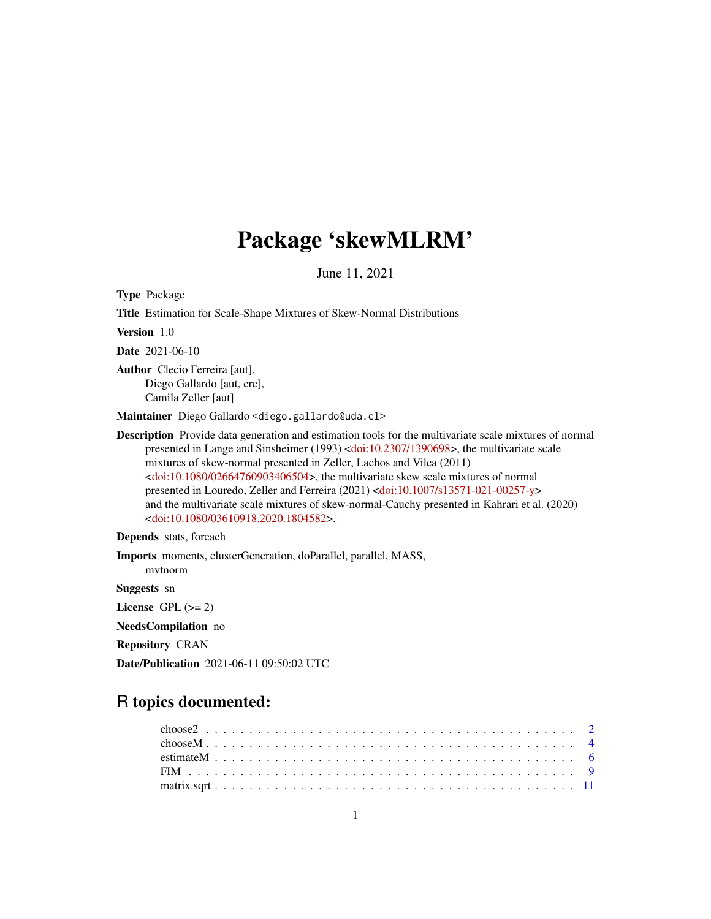# Package 'skewMLRM'

June 11, 2021

**Type** Package

**Title** Estimation for Scale-Shape Mixtures of Skew-Normal Distributions

**Version** 1.0

**Date** 2021-06-10

**Author** Clecio Ferreira [aut],
Diego Gallardo [aut, cre],
Camila Zeller [aut]

**Maintainer** Diego Gallardo <diego.gallardo@uda.cl>

**Description** Provide data generation and estimation tools for the multivariate scale mixtures of normal presented in Lange and Sinsheimer (1993) <doi:10.2307/1390698>, the multivariate scale mixtures of skew-normal presented in Zeller, Lachos and Vilca (2011) <doi:10.1080/02664760903406504>, the multivariate skew scale mixtures of normal presented in Louredo, Zeller and Ferreira (2021) <doi:10.1007/s13571-021-00257-y> and the multivariate scale mixtures of skew-normal-Cauchy presented in Kahrari et al. (2020) <doi:10.1080/03610918.2020.1804582>.

**Depends** stats, foreach

**Imports** moments, clusterGeneration, doParallel, parallel, MASS, mvtnorm

**Suggests** sn

**License** GPL (>= 2)

**NeedsCompilation** no

**Repository** CRAN

**Date/Publication** 2021-06-11 09:50:02 UTC

## R topics documented:

- choose2 . . . . . . . . . . . . . . . . . . . . . . . . . . . . . . . . . . . . . . . . . . 2
- chooseM . . . . . . . . . . . . . . . . . . . . . . . . . . . . . . . . . . . . . . . . . 4
- estimateM . . . . . . . . . . . . . . . . . . . . . . . . . . . . . . . . . . . . . . . . 6
- FIM . . . . . . . . . . . . . . . . . . . . . . . . . . . . . . . . . . . . . . . . . . . 9
- matrix.sqrt . . . . . . . . . . . . . . . . . . . . . . . . . . . . . . . . . . . . . . . 11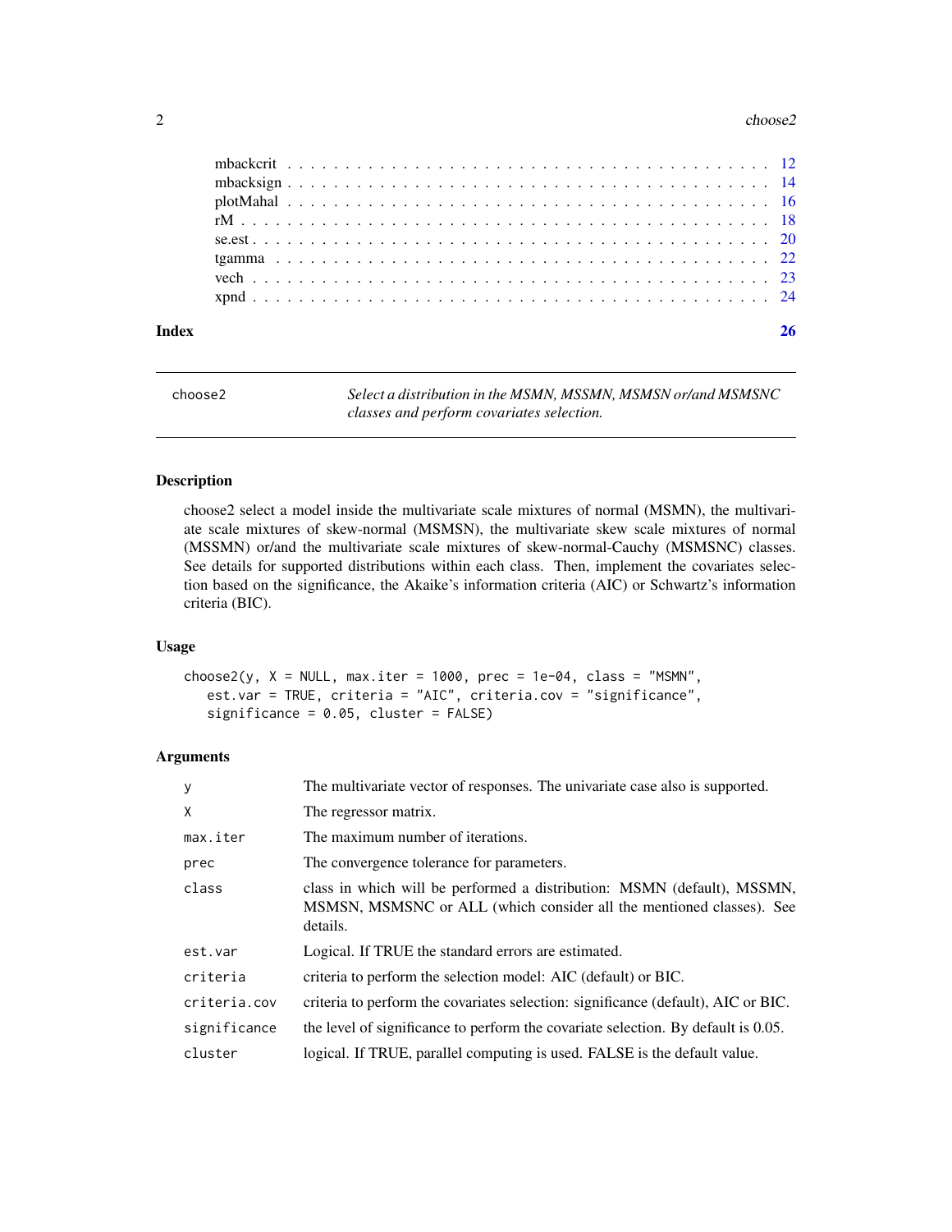| | |
|---|---|
| mbackcrit | 12 |
| mbacksign | 14 |
| plotMahal | 16 |
| rM | 18 |
| se.est | 20 |
| tgamma | 22 |
| vech | 23 |
| xpnd | 24 |

**Index** **26**

---

## choose2 — *Select a distribution in the MSMN, MSSMN, MSMSN or/and MSMSNC classes and perform covariates selection.*

### Description

choose2 select a model inside the multivariate scale mixtures of normal (MSMN), the multivariate scale mixtures of skew-normal (MSMSN), the multivariate skew scale mixtures of normal (MSSMN) or/and the multivariate scale mixtures of skew-normal-Cauchy (MSMSNC) classes. See details for supported distributions within each class. Then, implement the covariates selection based on the significance, the Akaike's information criteria (AIC) or Schwartz's information criteria (BIC).

### Usage

```
choose2(y, X = NULL, max.iter = 1000, prec = 1e-04, class = "MSMN",
   est.var = TRUE, criteria = "AIC", criteria.cov = "significance",
   significance = 0.05, cluster = FALSE)
```

### Arguments

| | |
|---|---|
| `y` | The multivariate vector of responses. The univariate case also is supported. |
| `X` | The regressor matrix. |
| `max.iter` | The maximum number of iterations. |
| `prec` | The convergence tolerance for parameters. |
| `class` | class in which will be performed a distribution: MSMN (default), MSSMN, MSMSN, MSMSNC or ALL (which consider all the mentioned classes). See details. |
| `est.var` | Logical. If TRUE the standard errors are estimated. |
| `criteria` | criteria to perform the selection model: AIC (default) or BIC. |
| `criteria.cov` | criteria to perform the covariates selection: significance (default), AIC or BIC. |
| `significance` | the level of significance to perform the covariate selection. By default is 0.05. |
| `cluster` | logical. If TRUE, parallel computing is used. FALSE is the default value. |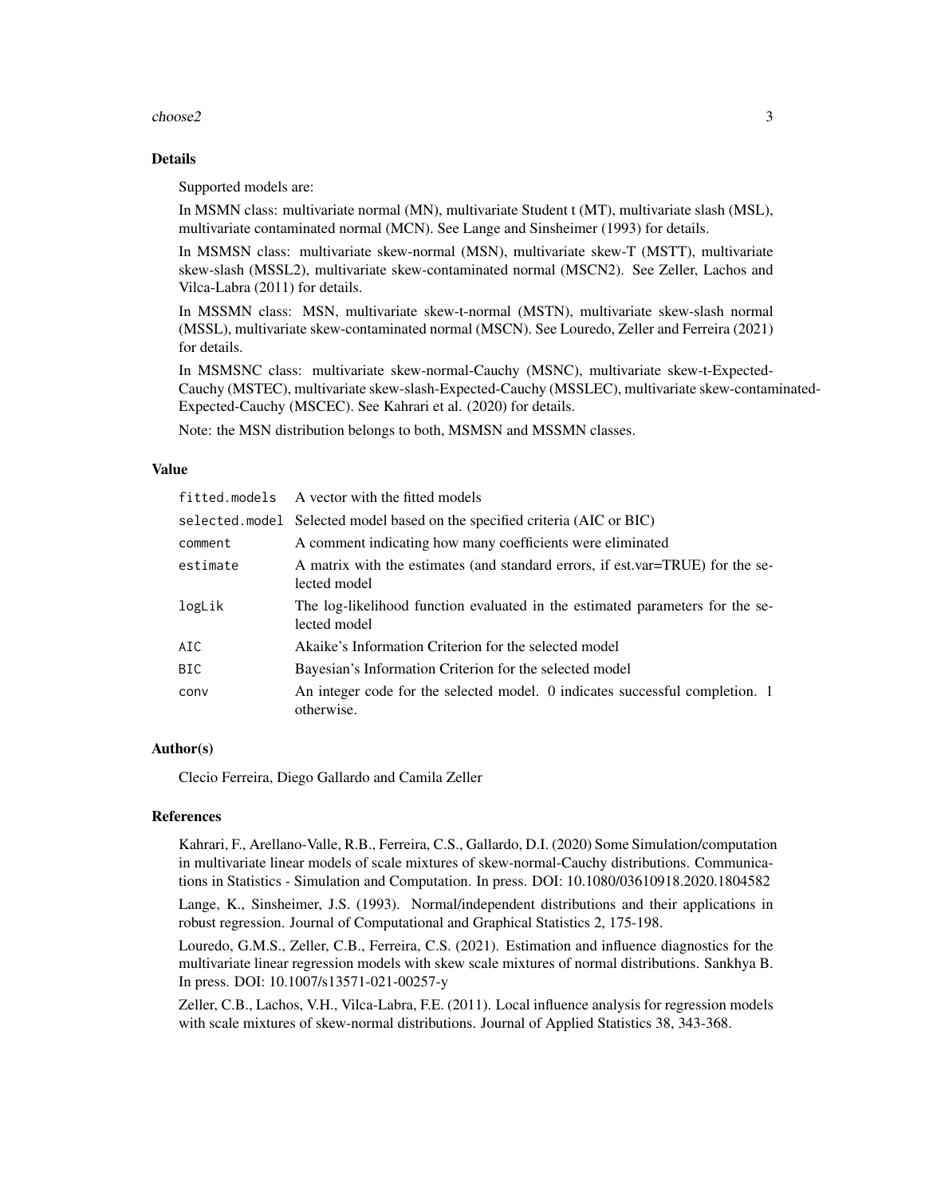## Details

Supported models are:

In MSMN class: multivariate normal (MN), multivariate Student t (MT), multivariate slash (MSL), multivariate contaminated normal (MCN). See Lange and Sinsheimer (1993) for details.

In MSMSN class: multivariate skew-normal (MSN), multivariate skew-T (MSTT), multivariate skew-slash (MSSL2), multivariate skew-contaminated normal (MSCN2). See Zeller, Lachos and Vilca-Labra (2011) for details.

In MSSMN class: MSN, multivariate skew-t-normal (MSTN), multivariate skew-slash normal (MSSL), multivariate skew-contaminated normal (MSCN). See Louredo, Zeller and Ferreira (2021) for details.

In MSMSNC class: multivariate skew-normal-Cauchy (MSNC), multivariate skew-t-Expected-Cauchy (MSTEC), multivariate skew-slash-Expected-Cauchy (MSSLEC), multivariate skew-contaminated-Expected-Cauchy (MSCEC). See Kahrari et al. (2020) for details.

Note: the MSN distribution belongs to both, MSMSN and MSSMN classes.

## Value

| | |
|---|---|
| `fitted.models` | A vector with the fitted models |
| `selected.model` | Selected model based on the specified criteria (AIC or BIC) |
| `comment` | A comment indicating how many coefficients were eliminated |
| `estimate` | A matrix with the estimates (and standard errors, if est.var=TRUE) for the selected model |
| `logLik` | The log-likelihood function evaluated in the estimated parameters for the selected model |
| `AIC` | Akaike's Information Criterion for the selected model |
| `BIC` | Bayesian's Information Criterion for the selected model |
| `conv` | An integer code for the selected model. 0 indicates successful completion. 1 otherwise. |

## Author(s)

Clecio Ferreira, Diego Gallardo and Camila Zeller

## References

Kahrari, F., Arellano-Valle, R.B., Ferreira, C.S., Gallardo, D.I. (2020) Some Simulation/computation in multivariate linear models of scale mixtures of skew-normal-Cauchy distributions. Communications in Statistics - Simulation and Computation. In press. DOI: 10.1080/03610918.2020.1804582

Lange, K., Sinsheimer, J.S. (1993). Normal/independent distributions and their applications in robust regression. Journal of Computational and Graphical Statistics 2, 175-198.

Louredo, G.M.S., Zeller, C.B., Ferreira, C.S. (2021). Estimation and influence diagnostics for the multivariate linear regression models with skew scale mixtures of normal distributions. Sankhya B. In press. DOI: 10.1007/s13571-021-00257-y

Zeller, C.B., Lachos, V.H., Vilca-Labra, F.E. (2011). Local influence analysis for regression models with scale mixtures of skew-normal distributions. Journal of Applied Statistics 38, 343-368.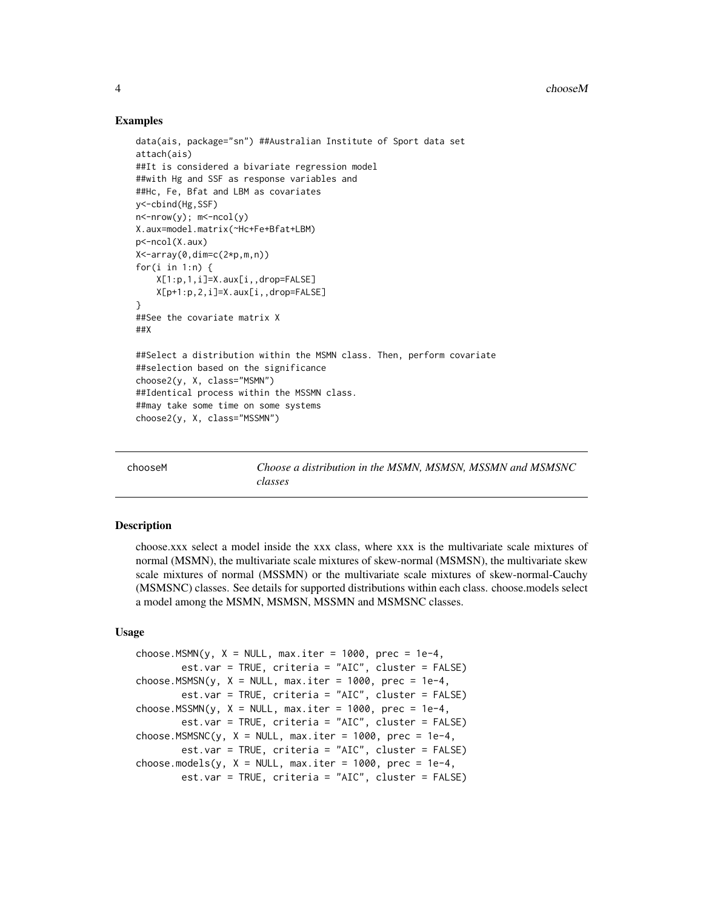## Examples

```
data(ais, package="sn") ##Australian Institute of Sport data set
attach(ais)
##It is considered a bivariate regression model
##with Hg and SSF as response variables and
##Hc, Fe, Bfat and LBM as covariates
y<-cbind(Hg,SSF)
n<-nrow(y); m<-ncol(y)
X.aux=model.matrix(~Hc+Fe+Bfat+LBM)
p<-ncol(X.aux)
X<-array(0,dim=c(2*p,m,n))
for(i in 1:n) {
    X[1:p,1,i]=X.aux[i,,drop=FALSE]
    X[p+1:p,2,i]=X.aux[i,,drop=FALSE]
}
##See the covariate matrix X
##X

##Select a distribution within the MSMN class. Then, perform covariate
##selection based on the significance
choose2(y, X, class="MSMN")
##Identical process within the MSSMN class.
##may take some time on some systems
choose2(y, X, class="MSSMN")
```

---

chooseM — *Choose a distribution in the MSMN, MSMSN, MSSMN and MSMSNC classes*

---

## Description

choose.xxx select a model inside the xxx class, where xxx is the multivariate scale mixtures of normal (MSMN), the multivariate scale mixtures of skew-normal (MSMSN), the multivariate skew scale mixtures of normal (MSSMN) or the multivariate scale mixtures of skew-normal-Cauchy (MSMSNC) classes. See details for supported distributions within each class. choose.models select a model among the MSMN, MSMSN, MSSMN and MSMSNC classes.

## Usage

```
choose.MSMN(y, X = NULL, max.iter = 1000, prec = 1e-4,
        est.var = TRUE, criteria = "AIC", cluster = FALSE)
choose.MSMSN(y, X = NULL, max.iter = 1000, prec = 1e-4,
        est.var = TRUE, criteria = "AIC", cluster = FALSE)
choose.MSSMN(y, X = NULL, max.iter = 1000, prec = 1e-4,
        est.var = TRUE, criteria = "AIC", cluster = FALSE)
choose.MSMSNC(y, X = NULL, max.iter = 1000, prec = 1e-4,
        est.var = TRUE, criteria = "AIC", cluster = FALSE)
choose.models(y, X = NULL, max.iter = 1000, prec = 1e-4,
        est.var = TRUE, criteria = "AIC", cluster = FALSE)
```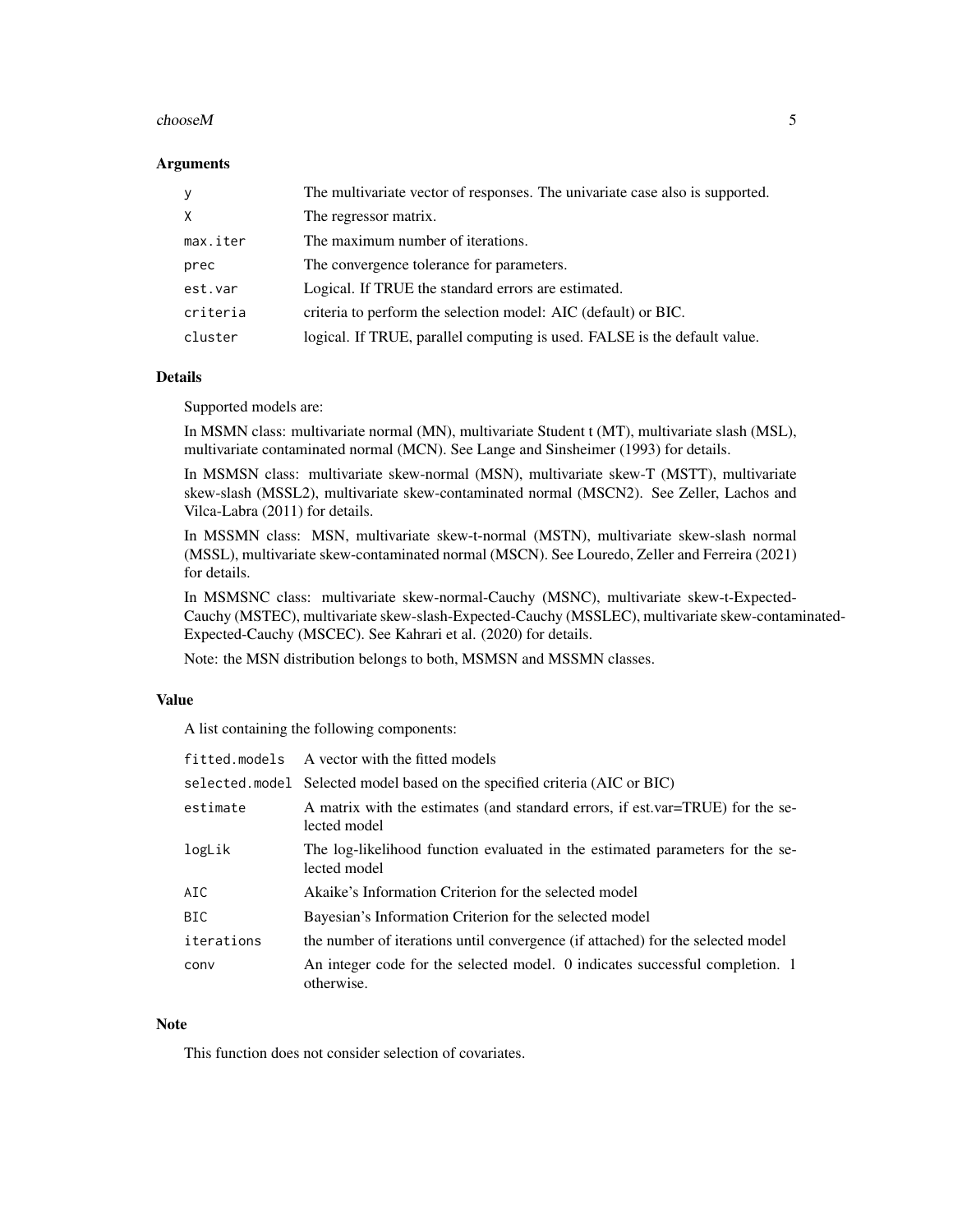### Arguments

| | |
|---|---|
| y | The multivariate vector of responses. The univariate case also is supported. |
| X | The regressor matrix. |
| max.iter | The maximum number of iterations. |
| prec | The convergence tolerance for parameters. |
| est.var | Logical. If TRUE the standard errors are estimated. |
| criteria | criteria to perform the selection model: AIC (default) or BIC. |
| cluster | logical. If TRUE, parallel computing is used. FALSE is the default value. |

### Details

Supported models are:

In MSMN class: multivariate normal (MN), multivariate Student t (MT), multivariate slash (MSL), multivariate contaminated normal (MCN). See Lange and Sinsheimer (1993) for details.

In MSMSN class: multivariate skew-normal (MSN), multivariate skew-T (MSTT), multivariate skew-slash (MSSL2), multivariate skew-contaminated normal (MSCN2). See Zeller, Lachos and Vilca-Labra (2011) for details.

In MSSMN class: MSN, multivariate skew-t-normal (MSTN), multivariate skew-slash normal (MSSL), multivariate skew-contaminated normal (MSCN). See Louredo, Zeller and Ferreira (2021) for details.

In MSMSNC class: multivariate skew-normal-Cauchy (MSNC), multivariate skew-t-Expected-Cauchy (MSTEC), multivariate skew-slash-Expected-Cauchy (MSSLEC), multivariate skew-contaminated-Expected-Cauchy (MSCEC). See Kahrari et al. (2020) for details.

Note: the MSN distribution belongs to both, MSMSN and MSSMN classes.

### Value

A list containing the following components:

| | |
|---|---|
| fitted.models | A vector with the fitted models |
| selected.model | Selected model based on the specified criteria (AIC or BIC) |
| estimate | A matrix with the estimates (and standard errors, if est.var=TRUE) for the selected model |
| logLik | The log-likelihood function evaluated in the estimated parameters for the selected model |
| AIC | Akaike's Information Criterion for the selected model |
| BIC | Bayesian's Information Criterion for the selected model |
| iterations | the number of iterations until convergence (if attached) for the selected model |
| conv | An integer code for the selected model. 0 indicates successful completion. 1 otherwise. |

### Note

This function does not consider selection of covariates.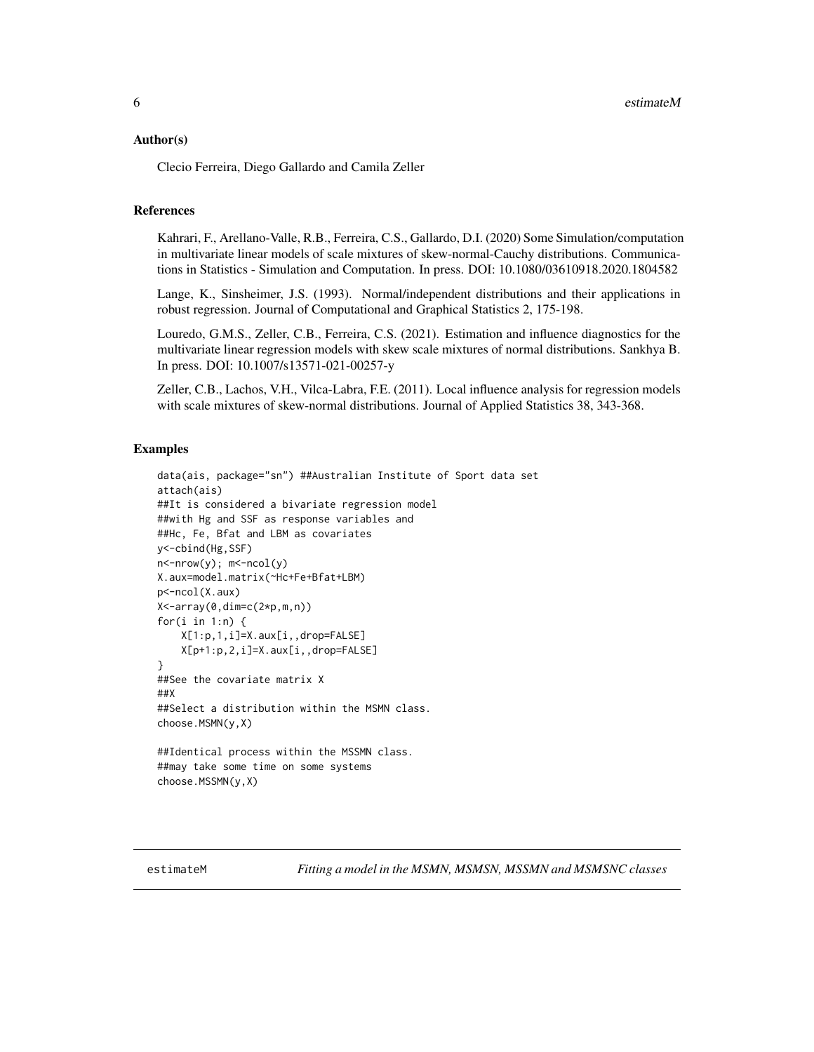### Author(s)

Clecio Ferreira, Diego Gallardo and Camila Zeller

### References

Kahrari, F., Arellano-Valle, R.B., Ferreira, C.S., Gallardo, D.I. (2020) Some Simulation/computation in multivariate linear models of scale mixtures of skew-normal-Cauchy distributions. Communications in Statistics - Simulation and Computation. In press. DOI: 10.1080/03610918.2020.1804582

Lange, K., Sinsheimer, J.S. (1993). Normal/independent distributions and their applications in robust regression. Journal of Computational and Graphical Statistics 2, 175-198.

Louredo, G.M.S., Zeller, C.B., Ferreira, C.S. (2021). Estimation and influence diagnostics for the multivariate linear regression models with skew scale mixtures of normal distributions. Sankhya B. In press. DOI: 10.1007/s13571-021-00257-y

Zeller, C.B., Lachos, V.H., Vilca-Labra, F.E. (2011). Local influence analysis for regression models with scale mixtures of skew-normal distributions. Journal of Applied Statistics 38, 343-368.

### Examples

```
data(ais, package="sn") ##Australian Institute of Sport data set
attach(ais)
##It is considered a bivariate regression model
##with Hg and SSF as response variables and
##Hc, Fe, Bfat and LBM as covariates
y<-cbind(Hg,SSF)
n<-nrow(y); m<-ncol(y)
X.aux=model.matrix(~Hc+Fe+Bfat+LBM)
p<-ncol(X.aux)
X<-array(0,dim=c(2*p,m,n))
for(i in 1:n) {
    X[1:p,1,i]=X.aux[i,,drop=FALSE]
    X[p+1:p,2,i]=X.aux[i,,drop=FALSE]
}
##See the covariate matrix X
##X
##Select a distribution within the MSMN class.
choose.MSMN(y,X)

##Identical process within the MSSMN class.
##may take some time on some systems
choose.MSSMN(y,X)
```

---

estimateM — *Fitting a model in the MSMN, MSMSN, MSSMN and MSMSNC classes*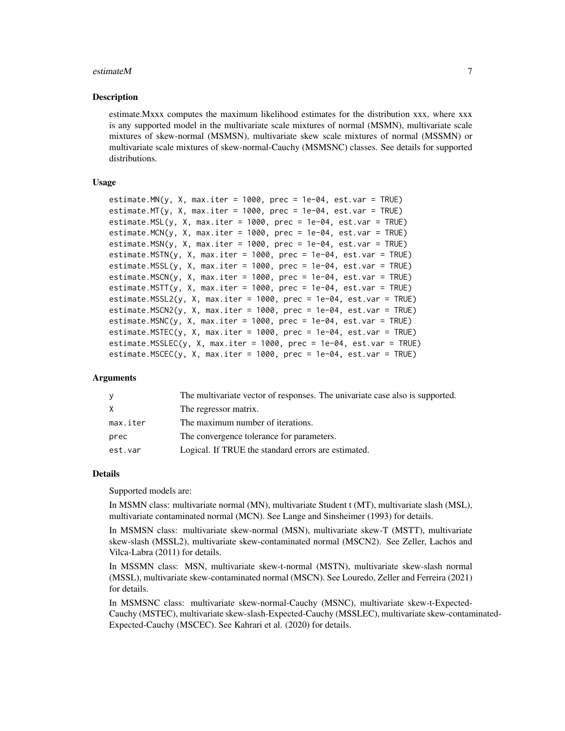## Description

estimate.Mxxx computes the maximum likelihood estimates for the distribution xxx, where xxx is any supported model in the multivariate scale mixtures of normal (MSMN), multivariate scale mixtures of skew-normal (MSMSN), multivariate skew scale mixtures of normal (MSSMN) or multivariate scale mixtures of skew-normal-Cauchy (MSMSNC) classes. See details for supported distributions.

## Usage

```
estimate.MN(y, X, max.iter = 1000, prec = 1e-04, est.var = TRUE)
estimate.MT(y, X, max.iter = 1000, prec = 1e-04, est.var = TRUE)
estimate.MSL(y, X, max.iter = 1000, prec = 1e-04, est.var = TRUE)
estimate.MCN(y, X, max.iter = 1000, prec = 1e-04, est.var = TRUE)
estimate.MSN(y, X, max.iter = 1000, prec = 1e-04, est.var = TRUE)
estimate.MSTN(y, X, max.iter = 1000, prec = 1e-04, est.var = TRUE)
estimate.MSSL(y, X, max.iter = 1000, prec = 1e-04, est.var = TRUE)
estimate.MSCN(y, X, max.iter = 1000, prec = 1e-04, est.var = TRUE)
estimate.MSTT(y, X, max.iter = 1000, prec = 1e-04, est.var = TRUE)
estimate.MSSL2(y, X, max.iter = 1000, prec = 1e-04, est.var = TRUE)
estimate.MSCN2(y, X, max.iter = 1000, prec = 1e-04, est.var = TRUE)
estimate.MSNC(y, X, max.iter = 1000, prec = 1e-04, est.var = TRUE)
estimate.MSTEC(y, X, max.iter = 1000, prec = 1e-04, est.var = TRUE)
estimate.MSSLEC(y, X, max.iter = 1000, prec = 1e-04, est.var = TRUE)
estimate.MSCEC(y, X, max.iter = 1000, prec = 1e-04, est.var = TRUE)
```

## Arguments

| | |
|---|---|
| `y` | The multivariate vector of responses. The univariate case also is supported. |
| `X` | The regressor matrix. |
| `max.iter` | The maximum number of iterations. |
| `prec` | The convergence tolerance for parameters. |
| `est.var` | Logical. If TRUE the standard errors are estimated. |

## Details

Supported models are:

In MSMN class: multivariate normal (MN), multivariate Student t (MT), multivariate slash (MSL), multivariate contaminated normal (MCN). See Lange and Sinsheimer (1993) for details.

In MSMSN class: multivariate skew-normal (MSN), multivariate skew-T (MSTT), multivariate skew-slash (MSSL2), multivariate skew-contaminated normal (MSCN2). See Zeller, Lachos and Vilca-Labra (2011) for details.

In MSSMN class: MSN, multivariate skew-t-normal (MSTN), multivariate skew-slash normal (MSSL), multivariate skew-contaminated normal (MSCN). See Louredo, Zeller and Ferreira (2021) for details.

In MSMSNC class: multivariate skew-normal-Cauchy (MSNC), multivariate skew-t-Expected-Cauchy (MSTEC), multivariate skew-slash-Expected-Cauchy (MSSLEC), multivariate skew-contaminated-Expected-Cauchy (MSCEC). See Kahrari et al. (2020) for details.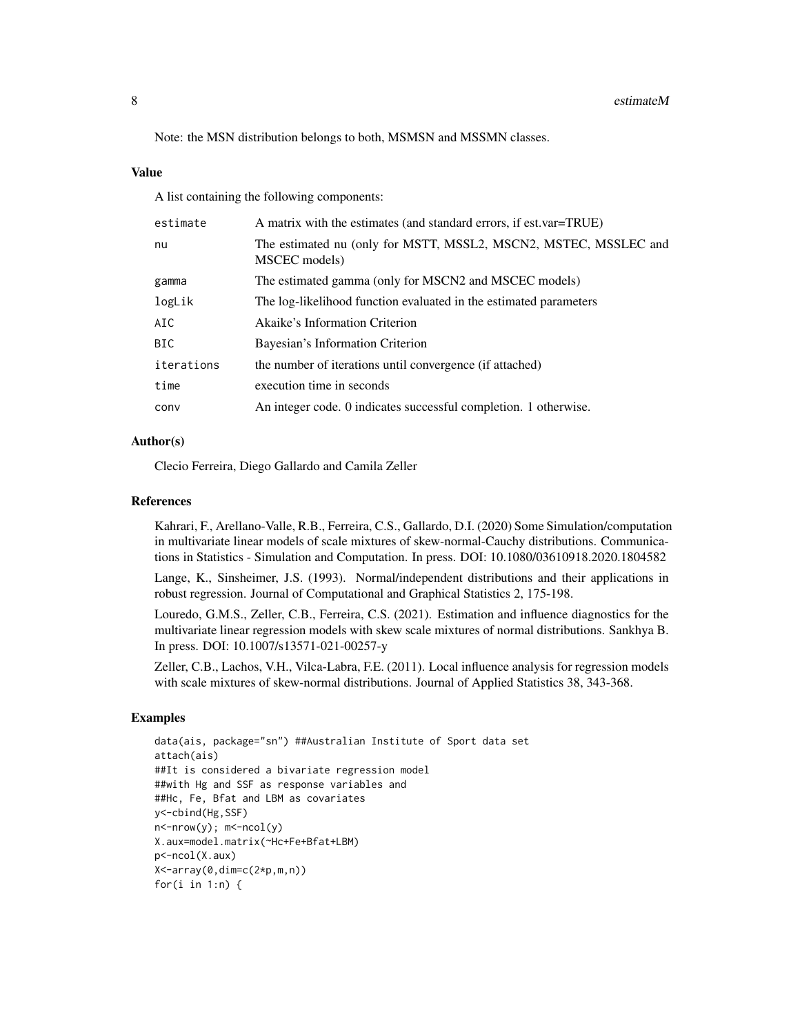Note: the MSN distribution belongs to both, MSMSN and MSSMN classes.

### Value

A list containing the following components:

| | |
|---|---|
| `estimate` | A matrix with the estimates (and standard errors, if est.var=TRUE) |
| `nu` | The estimated nu (only for MSTT, MSSL2, MSCN2, MSTEC, MSSLEC and MSCEC models) |
| `gamma` | The estimated gamma (only for MSCN2 and MSCEC models) |
| `logLik` | The log-likelihood function evaluated in the estimated parameters |
| `AIC` | Akaike's Information Criterion |
| `BIC` | Bayesian's Information Criterion |
| `iterations` | the number of iterations until convergence (if attached) |
| `time` | execution time in seconds |
| `conv` | An integer code. 0 indicates successful completion. 1 otherwise. |

### Author(s)

Clecio Ferreira, Diego Gallardo and Camila Zeller

### References

Kahrari, F., Arellano-Valle, R.B., Ferreira, C.S., Gallardo, D.I. (2020) Some Simulation/computation in multivariate linear models of scale mixtures of skew-normal-Cauchy distributions. Communications in Statistics - Simulation and Computation. In press. DOI: 10.1080/03610918.2020.1804582

Lange, K., Sinsheimer, J.S. (1993). Normal/independent distributions and their applications in robust regression. Journal of Computational and Graphical Statistics 2, 175-198.

Louredo, G.M.S., Zeller, C.B., Ferreira, C.S. (2021). Estimation and influence diagnostics for the multivariate linear regression models with skew scale mixtures of normal distributions. Sankhya B. In press. DOI: 10.1007/s13571-021-00257-y

Zeller, C.B., Lachos, V.H., Vilca-Labra, F.E. (2011). Local influence analysis for regression models with scale mixtures of skew-normal distributions. Journal of Applied Statistics 38, 343-368.

### Examples

```
data(ais, package="sn") ##Australian Institute of Sport data set
attach(ais)
##It is considered a bivariate regression model
##with Hg and SSF as response variables and
##Hc, Fe, Bfat and LBM as covariates
y<-cbind(Hg,SSF)
n<-nrow(y); m<-ncol(y)
X.aux=model.matrix(~Hc+Fe+Bfat+LBM)
p<-ncol(X.aux)
X<-array(0,dim=c(2*p,m,n))
for(i in 1:n) {
```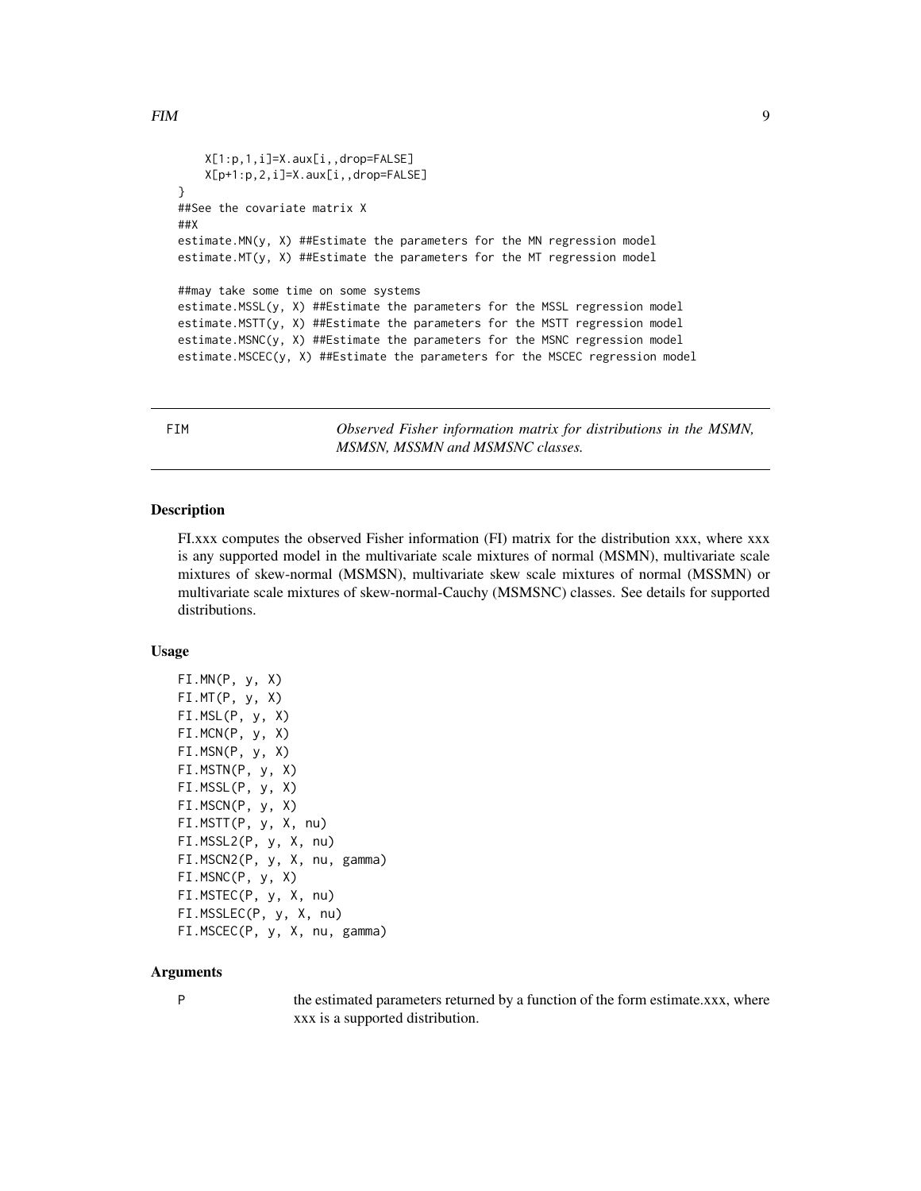```
    X[1:p,1,i]=X.aux[i,,drop=FALSE]
    X[p+1:p,2,i]=X.aux[i,,drop=FALSE]
}
##See the covariate matrix X
##X
estimate.MN(y, X) ##Estimate the parameters for the MN regression model
estimate.MT(y, X) ##Estimate the parameters for the MT regression model

##may take some time on some systems
estimate.MSSL(y, X) ##Estimate the parameters for the MSSL regression model
estimate.MSTT(y, X) ##Estimate the parameters for the MSTT regression model
estimate.MSNC(y, X) ##Estimate the parameters for the MSNC regression model
estimate.MSCEC(y, X) ##Estimate the parameters for the MSCEC regression model
```

---

# FIM — *Observed Fisher information matrix for distributions in the MSMN, MSMSN, MSSMN and MSMSNC classes.*

---

### Description

FI.xxx computes the observed Fisher information (FI) matrix for the distribution xxx, where xxx is any supported model in the multivariate scale mixtures of normal (MSMN), multivariate scale mixtures of skew-normal (MSMSN), multivariate skew scale mixtures of normal (MSSMN) or multivariate scale mixtures of skew-normal-Cauchy (MSMSNC) classes. See details for supported distributions.

### Usage

```
FI.MN(P, y, X)
FI.MT(P, y, X)
FI.MSL(P, y, X)
FI.MCN(P, y, X)
FI.MSN(P, y, X)
FI.MSTN(P, y, X)
FI.MSSL(P, y, X)
FI.MSCN(P, y, X)
FI.MSTT(P, y, X, nu)
FI.MSSL2(P, y, X, nu)
FI.MSCN2(P, y, X, nu, gamma)
FI.MSNC(P, y, X)
FI.MSTEC(P, y, X, nu)
FI.MSSLEC(P, y, X, nu)
FI.MSCEC(P, y, X, nu, gamma)
```

### Arguments

| | |
|---|---|
| P | the estimated parameters returned by a function of the form estimate.xxx, where xxx is a supported distribution. |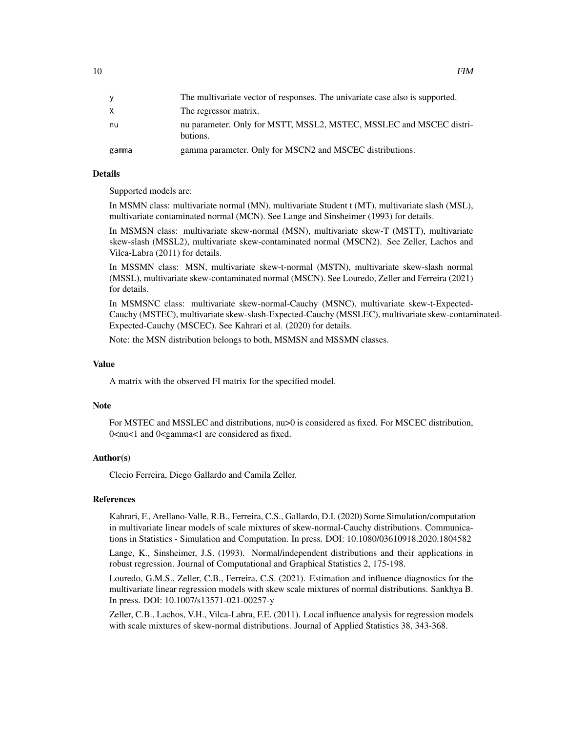| | |
|---|---|
| y | The multivariate vector of responses. The univariate case also is supported. |
| X | The regressor matrix. |
| nu | nu parameter. Only for MSTT, MSSL2, MSTEC, MSSLEC and MSCEC distributions. |
| gamma | gamma parameter. Only for MSCN2 and MSCEC distributions. |

## Details

Supported models are:

In MSMN class: multivariate normal (MN), multivariate Student t (MT), multivariate slash (MSL), multivariate contaminated normal (MCN). See Lange and Sinsheimer (1993) for details.

In MSMSN class: multivariate skew-normal (MSN), multivariate skew-T (MSTT), multivariate skew-slash (MSSL2), multivariate skew-contaminated normal (MSCN2). See Zeller, Lachos and Vilca-Labra (2011) for details.

In MSSMN class: MSN, multivariate skew-t-normal (MSTN), multivariate skew-slash normal (MSSL), multivariate skew-contaminated normal (MSCN). See Louredo, Zeller and Ferreira (2021) for details.

In MSMSNC class: multivariate skew-normal-Cauchy (MSNC), multivariate skew-t-Expected-Cauchy (MSTEC), multivariate skew-slash-Expected-Cauchy (MSSLEC), multivariate skew-contaminated-Expected-Cauchy (MSCEC). See Kahrari et al. (2020) for details.

Note: the MSN distribution belongs to both, MSMSN and MSSMN classes.

## Value

A matrix with the observed FI matrix for the specified model.

## Note

For MSTEC and MSSLEC and distributions, nu>0 is considered as fixed. For MSCEC distribution, 0<nu<1 and 0<gamma<1 are considered as fixed.

## Author(s)

Clecio Ferreira, Diego Gallardo and Camila Zeller.

## References

Kahrari, F., Arellano-Valle, R.B., Ferreira, C.S., Gallardo, D.I. (2020) Some Simulation/computation in multivariate linear models of scale mixtures of skew-normal-Cauchy distributions. Communications in Statistics - Simulation and Computation. In press. DOI: 10.1080/03610918.2020.1804582

Lange, K., Sinsheimer, J.S. (1993). Normal/independent distributions and their applications in robust regression. Journal of Computational and Graphical Statistics 2, 175-198.

Louredo, G.M.S., Zeller, C.B., Ferreira, C.S. (2021). Estimation and influence diagnostics for the multivariate linear regression models with skew scale mixtures of normal distributions. Sankhya B. In press. DOI: 10.1007/s13571-021-00257-y

Zeller, C.B., Lachos, V.H., Vilca-Labra, F.E. (2011). Local influence analysis for regression models with scale mixtures of skew-normal distributions. Journal of Applied Statistics 38, 343-368.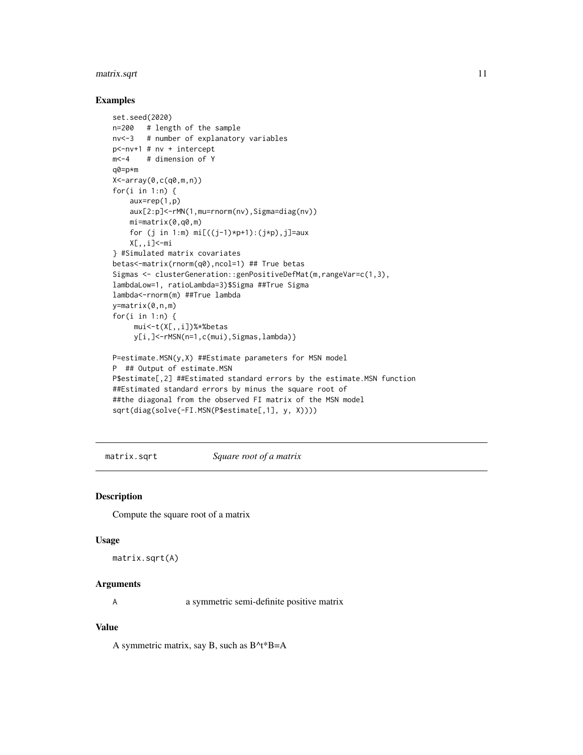## Examples

```
set.seed(2020)
n=200   # length of the sample
nv<-3   # number of explanatory variables
p<-nv+1 # nv + intercept
m<-4    # dimension of Y
q0=p*m
X<-array(0,c(q0,m,n))
for(i in 1:n) {
    aux=rep(1,p)
    aux[2:p]<-rMN(1,mu=rnorm(nv),Sigma=diag(nv))
    mi=matrix(0,q0,m)
    for (j in 1:m) mi[((j-1)*p+1):(j*p),j]=aux
    X[,,i]<-mi
} #Simulated matrix covariates
betas<-matrix(rnorm(q0),ncol=1) ## True betas
Sigmas <- clusterGeneration::genPositiveDefMat(m,rangeVar=c(1,3),
lambdaLow=1, ratioLambda=3)$Sigma ##True Sigma
lambda<-rnorm(m) ##True lambda
y=matrix(0,n,m)
for(i in 1:n) {
     mui<-t(X[,,i])%*%betas
     y[i,]<-rMSN(n=1,c(mui),Sigmas,lambda)}

P=estimate.MSN(y,X) ##Estimate parameters for MSN model
P  ## Output of estimate.MSN
P$estimate[,2] ##Estimated standard errors by the estimate.MSN function
##Estimated standard errors by minus the square root of
##the diagonal from the observed FI matrix of the MSN model
sqrt(diag(solve(-FI.MSN(P$estimate[,1], y, X))))
```

---

# matrix.sqrt *Square root of a matrix*

---

## Description

Compute the square root of a matrix

## Usage

```
matrix.sqrt(A)
```

## Arguments

| | |
|---|---|
| A | a symmetric semi-definite positive matrix |

## Value

A symmetric matrix, say B, such as B^t*B=A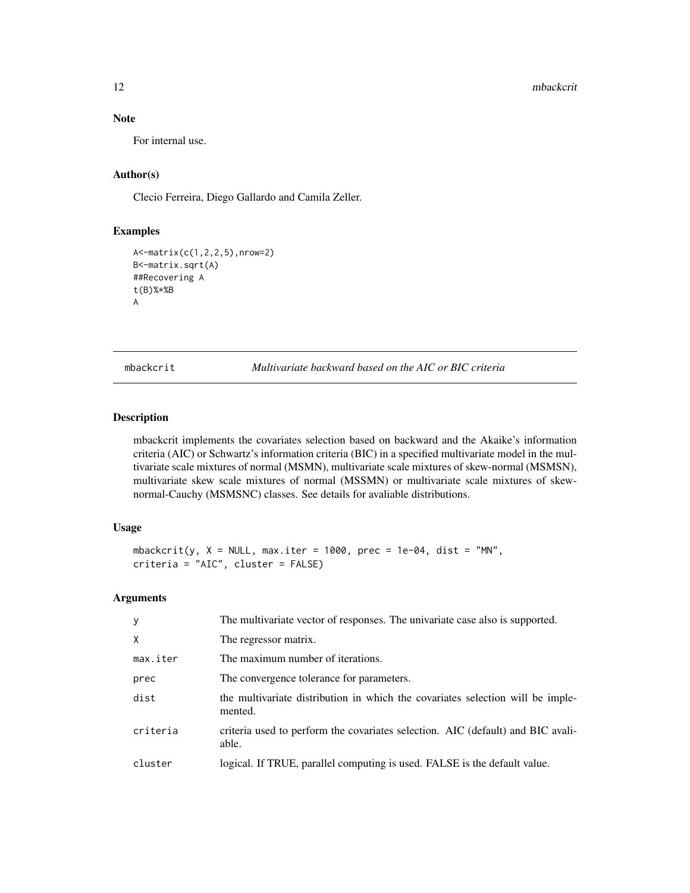## Note

For internal use.

## Author(s)

Clecio Ferreira, Diego Gallardo and Camila Zeller.

## Examples

```
A<-matrix(c(1,2,2,5),nrow=2)
B<-matrix.sqrt(A)
##Recovering A
t(B)%*%B
A
```

---

# mbackcrit — *Multivariate backward based on the AIC or BIC criteria*

---

## Description

mbackcrit implements the covariates selection based on backward and the Akaike's information criteria (AIC) or Schwartz's information criteria (BIC) in a specified multivariate model in the multivariate scale mixtures of normal (MSMN), multivariate scale mixtures of skew-normal (MSMSN), multivariate skew scale mixtures of normal (MSSMN) or multivariate scale mixtures of skew-normal-Cauchy (MSMSNC) classes. See details for avaliable distributions.

## Usage

```
mbackcrit(y, X = NULL, max.iter = 1000, prec = 1e-04, dist = "MN",
criteria = "AIC", cluster = FALSE)
```

## Arguments

| | |
|---|---|
| y | The multivariate vector of responses. The univariate case also is supported. |
| X | The regressor matrix. |
| max.iter | The maximum number of iterations. |
| prec | The convergence tolerance for parameters. |
| dist | the multivariate distribution in which the covariates selection will be implemented. |
| criteria | criteria used to perform the covariates selection. AIC (default) and BIC avaliable. |
| cluster | logical. If TRUE, parallel computing is used. FALSE is the default value. |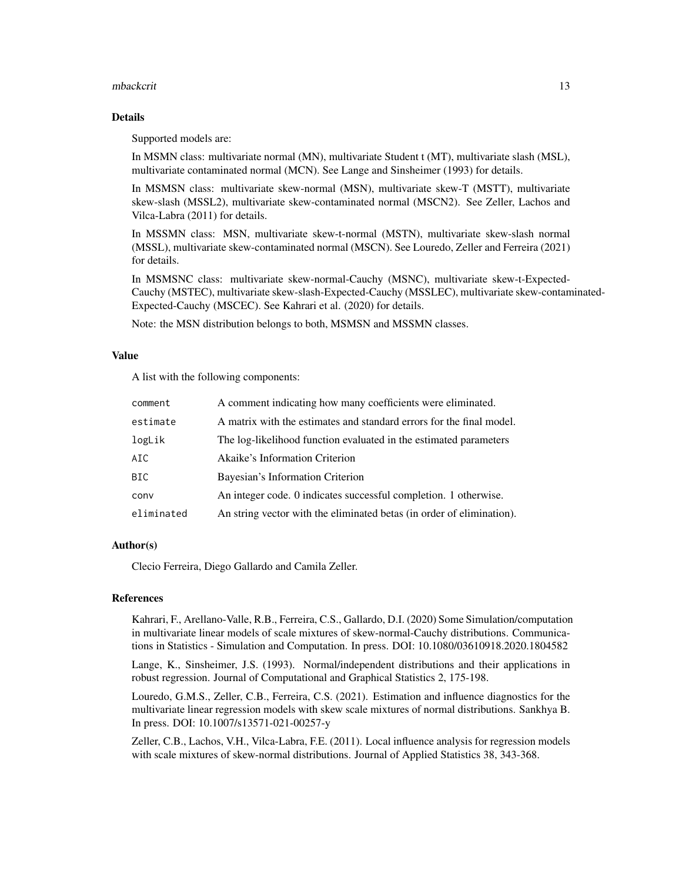## Details

Supported models are:

In MSMN class: multivariate normal (MN), multivariate Student t (MT), multivariate slash (MSL), multivariate contaminated normal (MCN). See Lange and Sinsheimer (1993) for details.

In MSMSN class: multivariate skew-normal (MSN), multivariate skew-T (MSTT), multivariate skew-slash (MSSL2), multivariate skew-contaminated normal (MSCN2). See Zeller, Lachos and Vilca-Labra (2011) for details.

In MSSMN class: MSN, multivariate skew-t-normal (MSTN), multivariate skew-slash normal (MSSL), multivariate skew-contaminated normal (MSCN). See Louredo, Zeller and Ferreira (2021) for details.

In MSMSNC class: multivariate skew-normal-Cauchy (MSNC), multivariate skew-t-Expected-Cauchy (MSTEC), multivariate skew-slash-Expected-Cauchy (MSSLEC), multivariate skew-contaminated-Expected-Cauchy (MSCEC). See Kahrari et al. (2020) for details.

Note: the MSN distribution belongs to both, MSMSN and MSSMN classes.

## Value

A list with the following components:

| | |
|---|---|
| `comment` | A comment indicating how many coefficients were eliminated. |
| `estimate` | A matrix with the estimates and standard errors for the final model. |
| `logLik` | The log-likelihood function evaluated in the estimated parameters |
| `AIC` | Akaike's Information Criterion |
| `BIC` | Bayesian's Information Criterion |
| `conv` | An integer code. 0 indicates successful completion. 1 otherwise. |
| `eliminated` | An string vector with the eliminated betas (in order of elimination). |

## Author(s)

Clecio Ferreira, Diego Gallardo and Camila Zeller.

## References

Kahrari, F., Arellano-Valle, R.B., Ferreira, C.S., Gallardo, D.I. (2020) Some Simulation/computation in multivariate linear models of scale mixtures of skew-normal-Cauchy distributions. Communications in Statistics - Simulation and Computation. In press. DOI: 10.1080/03610918.2020.1804582

Lange, K., Sinsheimer, J.S. (1993). Normal/independent distributions and their applications in robust regression. Journal of Computational and Graphical Statistics 2, 175-198.

Louredo, G.M.S., Zeller, C.B., Ferreira, C.S. (2021). Estimation and influence diagnostics for the multivariate linear regression models with skew scale mixtures of normal distributions. Sankhya B. In press. DOI: 10.1007/s13571-021-00257-y

Zeller, C.B., Lachos, V.H., Vilca-Labra, F.E. (2011). Local influence analysis for regression models with scale mixtures of skew-normal distributions. Journal of Applied Statistics 38, 343-368.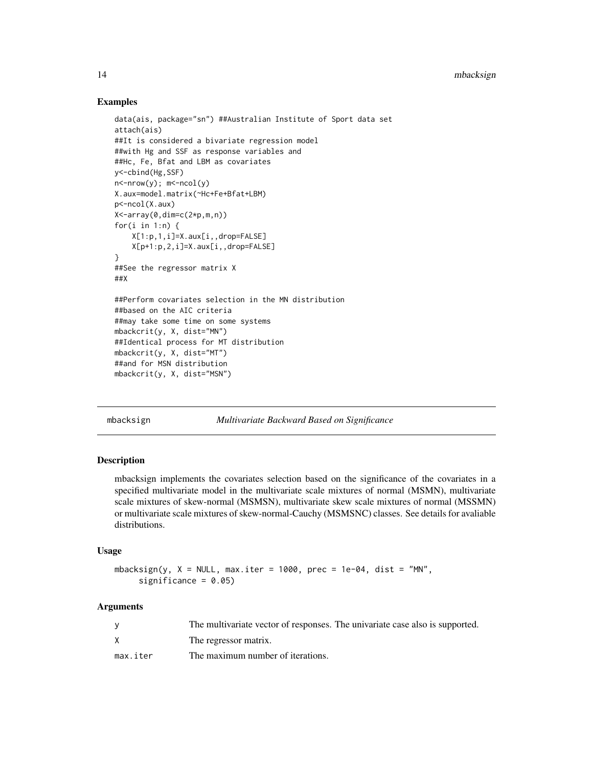## Examples

```
data(ais, package="sn") ##Australian Institute of Sport data set
attach(ais)
##It is considered a bivariate regression model
##with Hg and SSF as response variables and
##Hc, Fe, Bfat and LBM as covariates
y<-cbind(Hg,SSF)
n<-nrow(y); m<-ncol(y)
X.aux=model.matrix(~Hc+Fe+Bfat+LBM)
p<-ncol(X.aux)
X<-array(0,dim=c(2*p,m,n))
for(i in 1:n) {
    X[1:p,1,i]=X.aux[i,,drop=FALSE]
    X[p+1:p,2,i]=X.aux[i,,drop=FALSE]
}
##See the regressor matrix X
##X

##Perform covariates selection in the MN distribution
##based on the AIC criteria
##may take some time on some systems
mbackcrit(y, X, dist="MN")
##Identical process for MT distribution
mbackcrit(y, X, dist="MT")
##and for MSN distribution
mbackcrit(y, X, dist="MSN")
```

---

mbacksign *Multivariate Backward Based on Significance*

---

## Description

mbacksign implements the covariates selection based on the significance of the covariates in a specified multivariate model in the multivariate scale mixtures of normal (MSMN), multivariate scale mixtures of skew-normal (MSMSN), multivariate skew scale mixtures of normal (MSSMN) or multivariate scale mixtures of skew-normal-Cauchy (MSMSNC) classes. See details for avaliable distributions.

## Usage

```
mbacksign(y, X = NULL, max.iter = 1000, prec = 1e-04, dist = "MN",
     significance = 0.05)
```

## Arguments

| | |
|---|---|
| y | The multivariate vector of responses. The univariate case also is supported. |
| X | The regressor matrix. |
| max.iter | The maximum number of iterations. |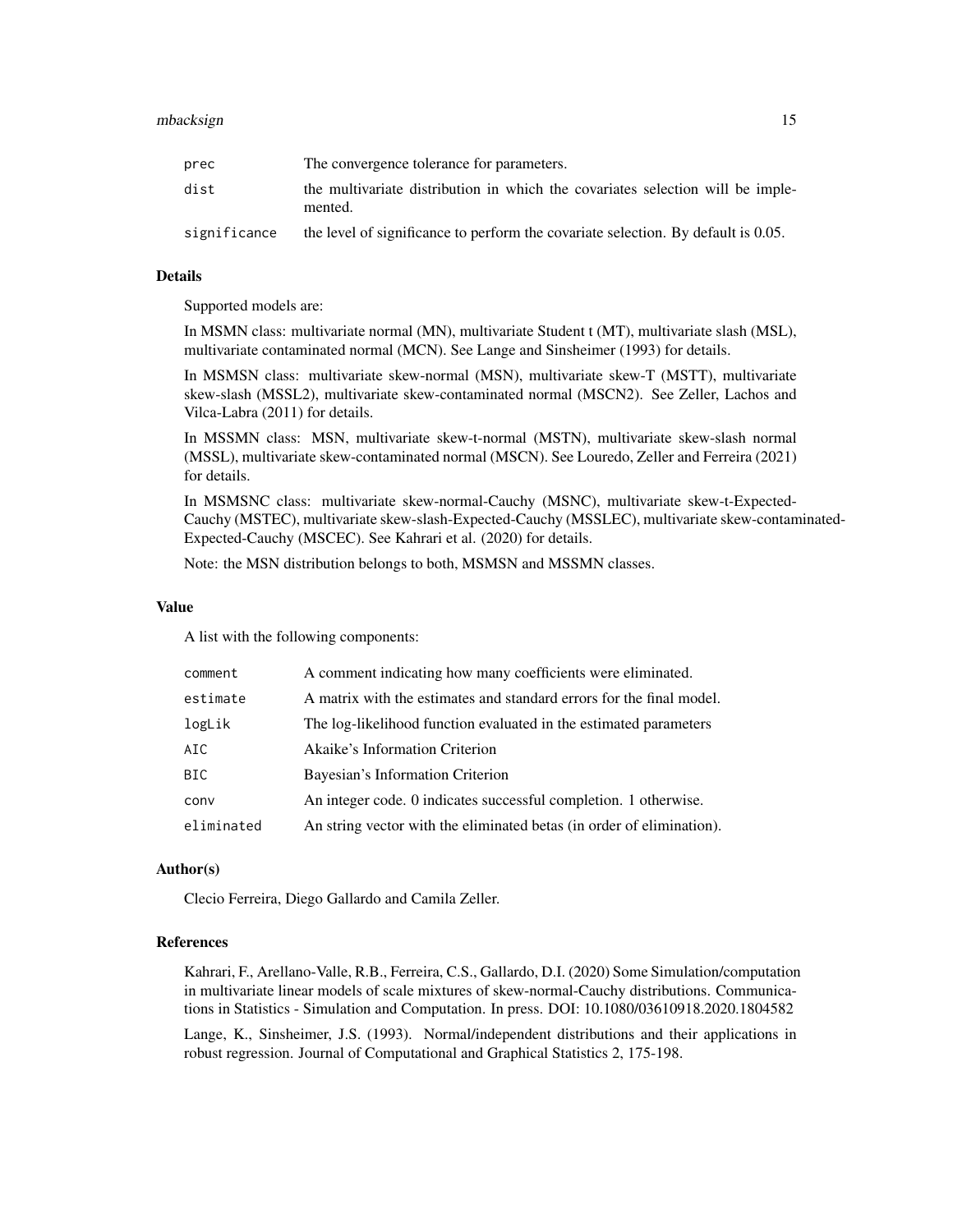| | |
|---|---|
| prec | The convergence tolerance for parameters. |
| dist | the multivariate distribution in which the covariates selection will be implemented. |
| significance | the level of significance to perform the covariate selection. By default is 0.05. |

### Details

Supported models are:

In MSMN class: multivariate normal (MN), multivariate Student t (MT), multivariate slash (MSL), multivariate contaminated normal (MCN). See Lange and Sinsheimer (1993) for details.

In MSMSN class: multivariate skew-normal (MSN), multivariate skew-T (MSTT), multivariate skew-slash (MSSL2), multivariate skew-contaminated normal (MSCN2). See Zeller, Lachos and Vilca-Labra (2011) for details.

In MSSMN class: MSN, multivariate skew-t-normal (MSTN), multivariate skew-slash normal (MSSL), multivariate skew-contaminated normal (MSCN). See Louredo, Zeller and Ferreira (2021) for details.

In MSMSNC class: multivariate skew-normal-Cauchy (MSNC), multivariate skew-t-Expected-Cauchy (MSTEC), multivariate skew-slash-Expected-Cauchy (MSSLEC), multivariate skew-contaminated-Expected-Cauchy (MSCEC). See Kahrari et al. (2020) for details.

Note: the MSN distribution belongs to both, MSMSN and MSSMN classes.

### Value

A list with the following components:

| | |
|---|---|
| comment | A comment indicating how many coefficients were eliminated. |
| estimate | A matrix with the estimates and standard errors for the final model. |
| logLik | The log-likelihood function evaluated in the estimated parameters |
| AIC | Akaike's Information Criterion |
| BIC | Bayesian's Information Criterion |
| conv | An integer code. 0 indicates successful completion. 1 otherwise. |
| eliminated | An string vector with the eliminated betas (in order of elimination). |

### Author(s)

Clecio Ferreira, Diego Gallardo and Camila Zeller.

### References

Kahrari, F., Arellano-Valle, R.B., Ferreira, C.S., Gallardo, D.I. (2020) Some Simulation/computation in multivariate linear models of scale mixtures of skew-normal-Cauchy distributions. Communications in Statistics - Simulation and Computation. In press. DOI: 10.1080/03610918.2020.1804582

Lange, K., Sinsheimer, J.S. (1993). Normal/independent distributions and their applications in robust regression. Journal of Computational and Graphical Statistics 2, 175-198.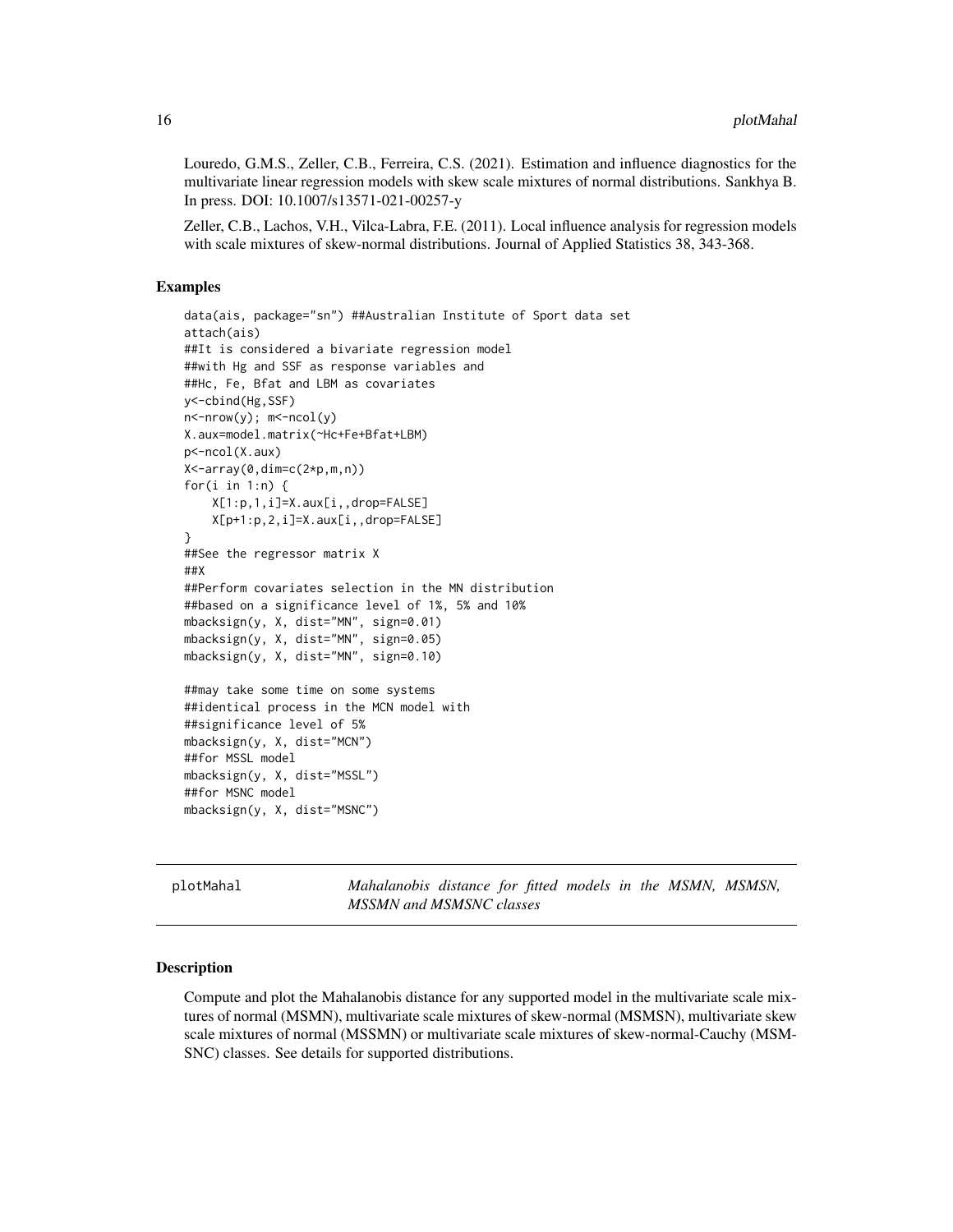Louredo, G.M.S., Zeller, C.B., Ferreira, C.S. (2021). Estimation and influence diagnostics for the multivariate linear regression models with skew scale mixtures of normal distributions. Sankhya B. In press. DOI: 10.1007/s13571-021-00257-y

Zeller, C.B., Lachos, V.H., Vilca-Labra, F.E. (2011). Local influence analysis for regression models with scale mixtures of skew-normal distributions. Journal of Applied Statistics 38, 343-368.

### Examples

```
data(ais, package="sn") ##Australian Institute of Sport data set
attach(ais)
##It is considered a bivariate regression model
##with Hg and SSF as response variables and
##Hc, Fe, Bfat and LBM as covariates
y<-cbind(Hg,SSF)
n<-nrow(y); m<-ncol(y)
X.aux=model.matrix(~Hc+Fe+Bfat+LBM)
p<-ncol(X.aux)
X<-array(0,dim=c(2*p,m,n))
for(i in 1:n) {
    X[1:p,1,i]=X.aux[i,,drop=FALSE]
    X[p+1:p,2,i]=X.aux[i,,drop=FALSE]
}
##See the regressor matrix X
##X
##Perform covariates selection in the MN distribution
##based on a significance level of 1%, 5% and 10%
mbacksign(y, X, dist="MN", sign=0.01)
mbacksign(y, X, dist="MN", sign=0.05)
mbacksign(y, X, dist="MN", sign=0.10)

##may take some time on some systems
##identical process in the MCN model with
##significance level of 5%
mbacksign(y, X, dist="MCN")
##for MSSL model
mbacksign(y, X, dist="MSSL")
##for MSNC model
mbacksign(y, X, dist="MSNC")
```

---

plotMahal — *Mahalanobis distance for fitted models in the MSMN, MSMSN, MSSMN and MSMSNC classes*

---

### Description

Compute and plot the Mahalanobis distance for any supported model in the multivariate scale mixtures of normal (MSMN), multivariate scale mixtures of skew-normal (MSMSN), multivariate skew scale mixtures of normal (MSSMN) or multivariate scale mixtures of skew-normal-Cauchy (MSMSNC) classes. See details for supported distributions.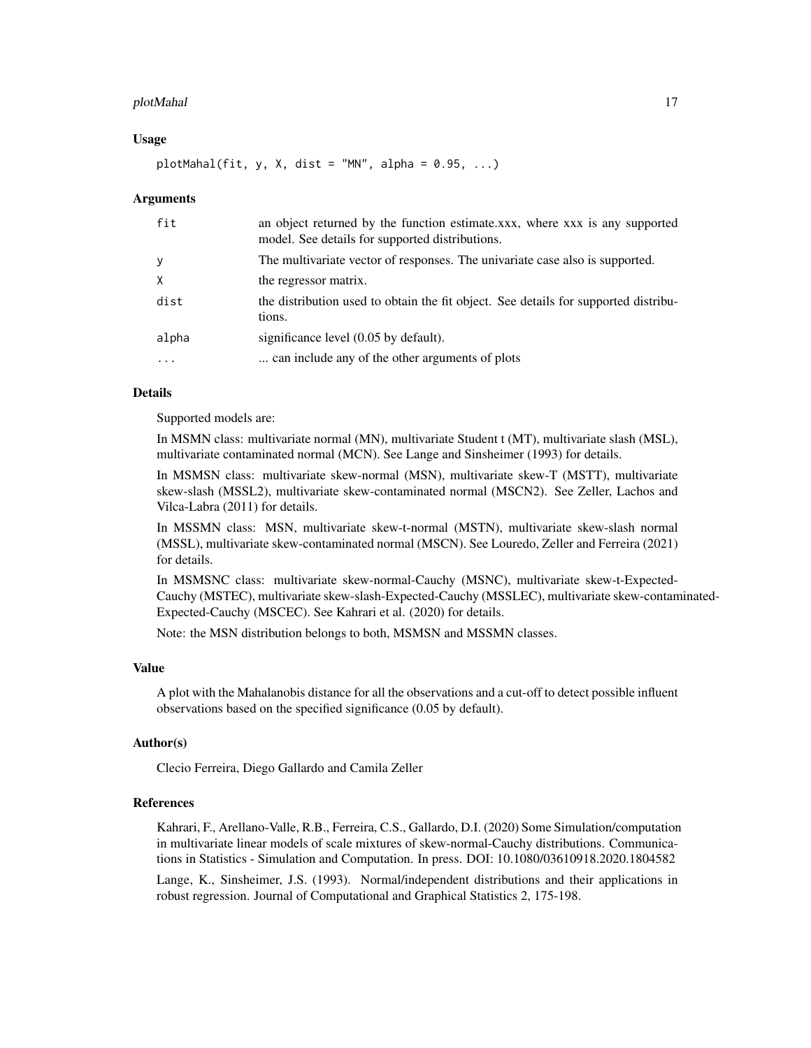### Usage

```
plotMahal(fit, y, X, dist = "MN", alpha = 0.95, ...)
```

### Arguments

| | |
|---|---|
| fit | an object returned by the function estimate.xxx, where xxx is any supported model. See details for supported distributions. |
| y | The multivariate vector of responses. The univariate case also is supported. |
| X | the regressor matrix. |
| dist | the distribution used to obtain the fit object. See details for supported distributions. |
| alpha | significance level (0.05 by default). |
| ... | ... can include any of the other arguments of plots |

### Details

Supported models are:

In MSMN class: multivariate normal (MN), multivariate Student t (MT), multivariate slash (MSL), multivariate contaminated normal (MCN). See Lange and Sinsheimer (1993) for details.

In MSMSN class: multivariate skew-normal (MSN), multivariate skew-T (MSTT), multivariate skew-slash (MSSL2), multivariate skew-contaminated normal (MSCN2). See Zeller, Lachos and Vilca-Labra (2011) for details.

In MSSMN class: MSN, multivariate skew-t-normal (MSTN), multivariate skew-slash normal (MSSL), multivariate skew-contaminated normal (MSCN). See Louredo, Zeller and Ferreira (2021) for details.

In MSMSNC class: multivariate skew-normal-Cauchy (MSNC), multivariate skew-t-Expected-Cauchy (MSTEC), multivariate skew-slash-Expected-Cauchy (MSSLEC), multivariate skew-contaminated-Expected-Cauchy (MSCEC). See Kahrari et al. (2020) for details.

Note: the MSN distribution belongs to both, MSMSN and MSSMN classes.

### Value

A plot with the Mahalanobis distance for all the observations and a cut-off to detect possible influent observations based on the specified significance (0.05 by default).

### Author(s)

Clecio Ferreira, Diego Gallardo and Camila Zeller

### References

Kahrari, F., Arellano-Valle, R.B., Ferreira, C.S., Gallardo, D.I. (2020) Some Simulation/computation in multivariate linear models of scale mixtures of skew-normal-Cauchy distributions. Communications in Statistics - Simulation and Computation. In press. DOI: 10.1080/03610918.2020.1804582

Lange, K., Sinsheimer, J.S. (1993). Normal/independent distributions and their applications in robust regression. Journal of Computational and Graphical Statistics 2, 175-198.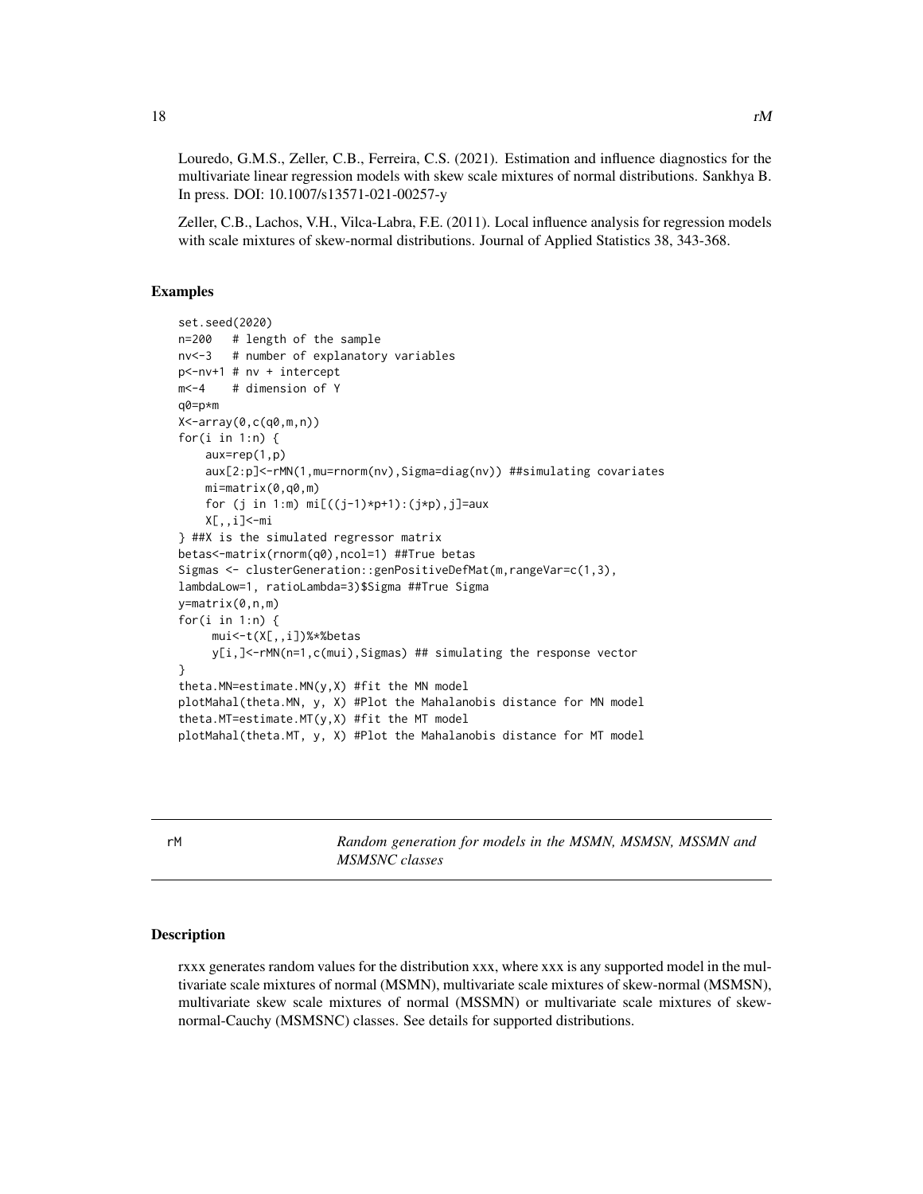Louredo, G.M.S., Zeller, C.B., Ferreira, C.S. (2021). Estimation and influence diagnostics for the multivariate linear regression models with skew scale mixtures of normal distributions. Sankhya B. In press. DOI: 10.1007/s13571-021-00257-y

Zeller, C.B., Lachos, V.H., Vilca-Labra, F.E. (2011). Local influence analysis for regression models with scale mixtures of skew-normal distributions. Journal of Applied Statistics 38, 343-368.

## Examples

```
set.seed(2020)
n=200   # length of the sample
nv<-3   # number of explanatory variables
p<-nv+1 # nv + intercept
m<-4    # dimension of Y
q0=p*m
X<-array(0,c(q0,m,n))
for(i in 1:n) {
    aux=rep(1,p)
    aux[2:p]<-rMN(1,mu=rnorm(nv),Sigma=diag(nv)) ##simulating covariates
    mi=matrix(0,q0,m)
    for (j in 1:m) mi[((j-1)*p+1):(j*p),j]=aux
    X[,,i]<-mi
} ##X is the simulated regressor matrix
betas<-matrix(rnorm(q0),ncol=1) ##True betas
Sigmas <- clusterGeneration::genPositiveDefMat(m,rangeVar=c(1,3),
lambdaLow=1, ratioLambda=3)$Sigma ##True Sigma
y=matrix(0,n,m)
for(i in 1:n) {
     mui<-t(X[,,i])%*%betas
     y[i,]<-rMN(n=1,c(mui),Sigmas) ## simulating the response vector
}
theta.MN=estimate.MN(y,X) #fit the MN model
plotMahal(theta.MN, y, X) #Plot the Mahalanobis distance for MN model
theta.MT=estimate.MT(y,X) #fit the MT model
plotMahal(theta.MT, y, X) #Plot the Mahalanobis distance for MT model
```

---

# rM — *Random generation for models in the MSMN, MSMSN, MSSMN and MSMSNC classes*

## Description

rxxx generates random values for the distribution xxx, where xxx is any supported model in the multivariate scale mixtures of normal (MSMN), multivariate scale mixtures of skew-normal (MSMSN), multivariate skew scale mixtures of normal (MSSMN) or multivariate scale mixtures of skew-normal-Cauchy (MSMSNC) classes. See details for supported distributions.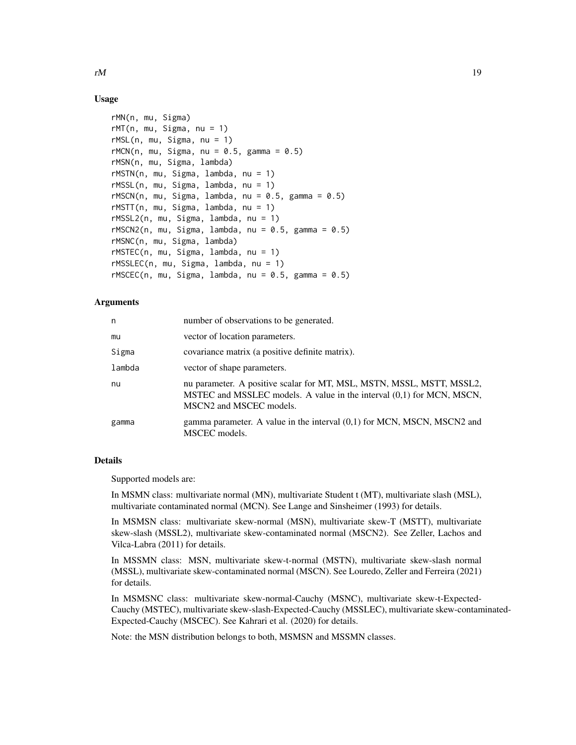## Usage

```
rMN(n, mu, Sigma)
rMT(n, mu, Sigma, nu = 1)
rMSL(n, mu, Sigma, nu = 1)
rMCN(n, mu, Sigma, nu = 0.5, gamma = 0.5)
rMSN(n, mu, Sigma, lambda)
rMSTN(n, mu, Sigma, lambda, nu = 1)
rMSSL(n, mu, Sigma, lambda, nu = 1)
rMSCN(n, mu, Sigma, lambda, nu = 0.5, gamma = 0.5)
rMSTT(n, mu, Sigma, lambda, nu = 1)
rMSSL2(n, mu, Sigma, lambda, nu = 1)
rMSCN2(n, mu, Sigma, lambda, nu = 0.5, gamma = 0.5)
rMSNC(n, mu, Sigma, lambda)
rMSTEC(n, mu, Sigma, lambda, nu = 1)
rMSSLEC(n, mu, Sigma, lambda, nu = 1)
rMSCEC(n, mu, Sigma, lambda, nu = 0.5, gamma = 0.5)
```

## Arguments

| | |
|---|---|
| n | number of observations to be generated. |
| mu | vector of location parameters. |
| Sigma | covariance matrix (a positive definite matrix). |
| lambda | vector of shape parameters. |
| nu | nu parameter. A positive scalar for MT, MSL, MSTN, MSSL, MSTT, MSSL2, MSTEC and MSSLEC models. A value in the interval (0,1) for MCN, MSCN, MSCN2 and MSCEC models. |
| gamma | gamma parameter. A value in the interval (0,1) for MCN, MSCN, MSCN2 and MSCEC models. |

## Details

Supported models are:

In MSMN class: multivariate normal (MN), multivariate Student t (MT), multivariate slash (MSL), multivariate contaminated normal (MCN). See Lange and Sinsheimer (1993) for details.

In MSMSN class: multivariate skew-normal (MSN), multivariate skew-T (MSTT), multivariate skew-slash (MSSL2), multivariate skew-contaminated normal (MSCN2). See Zeller, Lachos and Vilca-Labra (2011) for details.

In MSSMN class: MSN, multivariate skew-t-normal (MSTN), multivariate skew-slash normal (MSSL), multivariate skew-contaminated normal (MSCN). See Louredo, Zeller and Ferreira (2021) for details.

In MSMSNC class: multivariate skew-normal-Cauchy (MSNC), multivariate skew-t-Expected-Cauchy (MSTEC), multivariate skew-slash-Expected-Cauchy (MSSLEC), multivariate skew-contaminated-Expected-Cauchy (MSCEC). See Kahrari et al. (2020) for details.

Note: the MSN distribution belongs to both, MSMSN and MSSMN classes.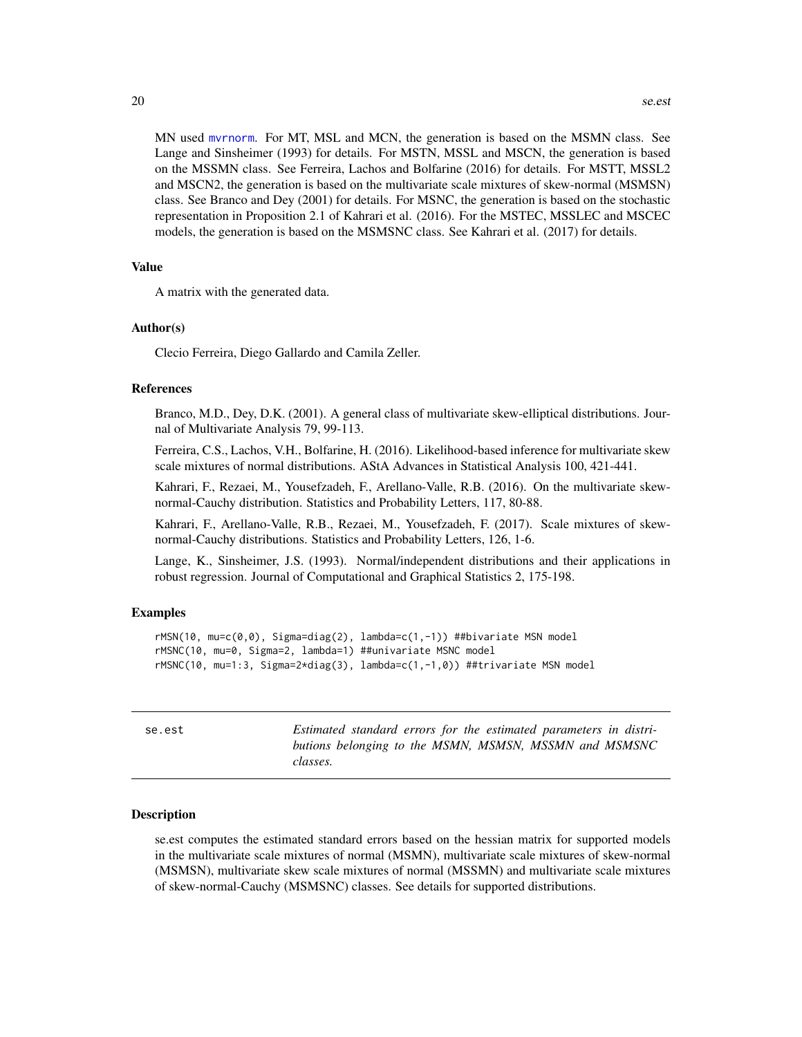MN used mvrnorm. For MT, MSL and MCN, the generation is based on the MSMN class. See Lange and Sinsheimer (1993) for details. For MSTN, MSSL and MSCN, the generation is based on the MSSMN class. See Ferreira, Lachos and Bolfarine (2016) for details. For MSTT, MSSL2 and MSCN2, the generation is based on the multivariate scale mixtures of skew-normal (MSMSN) class. See Branco and Dey (2001) for details. For MSNC, the generation is based on the stochastic representation in Proposition 2.1 of Kahrari et al. (2016). For the MSTEC, MSSLEC and MSCEC models, the generation is based on the MSMSNC class. See Kahrari et al. (2017) for details.

### Value

A matrix with the generated data.

### Author(s)

Clecio Ferreira, Diego Gallardo and Camila Zeller.

### References

Branco, M.D., Dey, D.K. (2001). A general class of multivariate skew-elliptical distributions. Journal of Multivariate Analysis 79, 99-113.

Ferreira, C.S., Lachos, V.H., Bolfarine, H. (2016). Likelihood-based inference for multivariate skew scale mixtures of normal distributions. AStA Advances in Statistical Analysis 100, 421-441.

Kahrari, F., Rezaei, M., Yousefzadeh, F., Arellano-Valle, R.B. (2016). On the multivariate skew-normal-Cauchy distribution. Statistics and Probability Letters, 117, 80-88.

Kahrari, F., Arellano-Valle, R.B., Rezaei, M., Yousefzadeh, F. (2017). Scale mixtures of skew-normal-Cauchy distributions. Statistics and Probability Letters, 126, 1-6.

Lange, K., Sinsheimer, J.S. (1993). Normal/independent distributions and their applications in robust regression. Journal of Computational and Graphical Statistics 2, 175-198.

### Examples

```
rMSN(10, mu=c(0,0), Sigma=diag(2), lambda=c(1,-1)) ##bivariate MSN model
rMSNC(10, mu=0, Sigma=2, lambda=1) ##univariate MSNC model
rMSNC(10, mu=1:3, Sigma=2*diag(3), lambda=c(1,-1,0)) ##trivariate MSN model
```

---

## se.est — *Estimated standard errors for the estimated parameters in distributions belonging to the MSMN, MSMSN, MSSMN and MSMSNC classes.*

### Description

se.est computes the estimated standard errors based on the hessian matrix for supported models in the multivariate scale mixtures of normal (MSMN), multivariate scale mixtures of skew-normal (MSMSN), multivariate skew scale mixtures of normal (MSSMN) and multivariate scale mixtures of skew-normal-Cauchy (MSMSNC) classes. See details for supported distributions.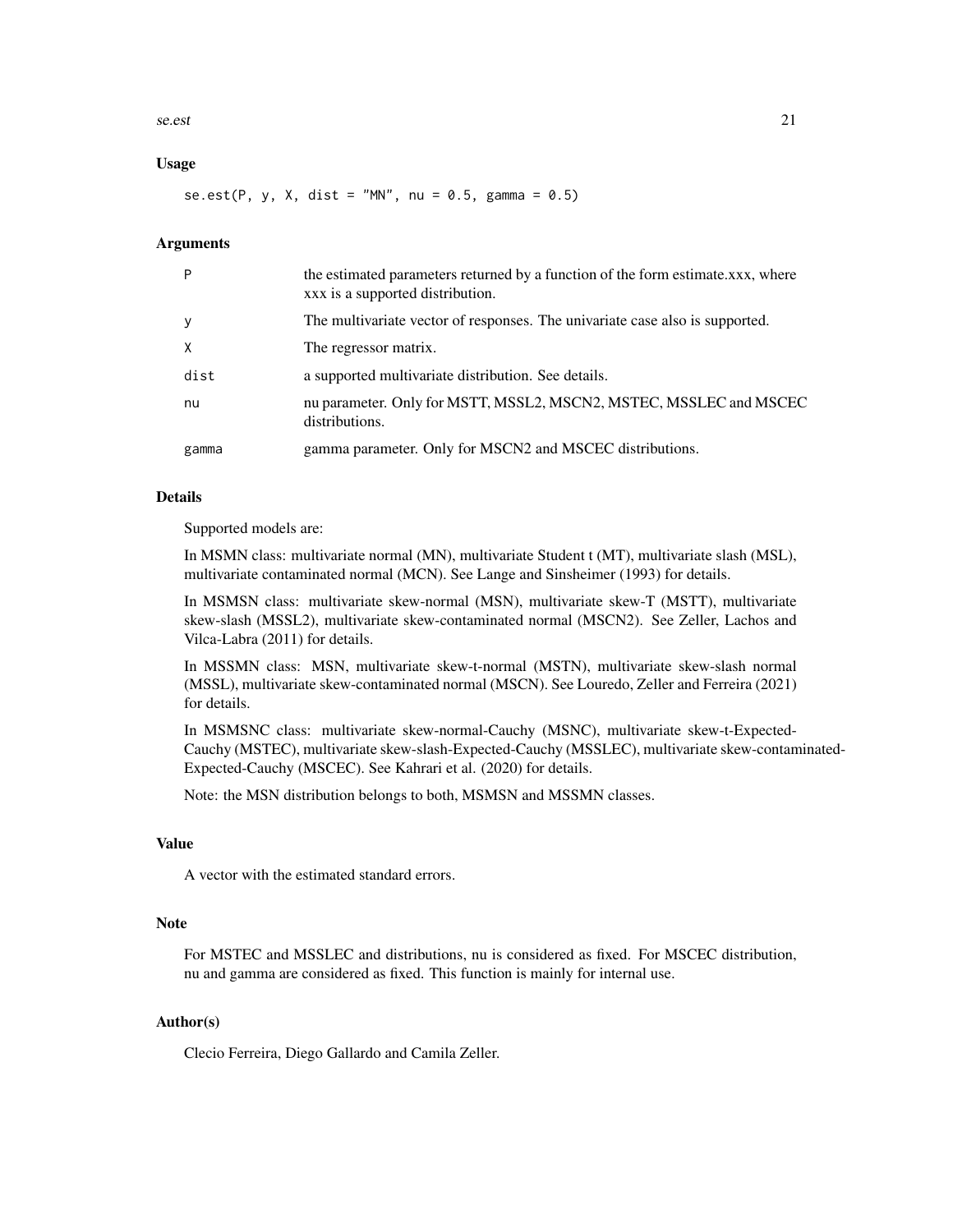### Usage

```
se.est(P, y, X, dist = "MN", nu = 0.5, gamma = 0.5)
```

### Arguments

| | |
|---|---|
| P | the estimated parameters returned by a function of the form estimate.xxx, where xxx is a supported distribution. |
| y | The multivariate vector of responses. The univariate case also is supported. |
| X | The regressor matrix. |
| dist | a supported multivariate distribution. See details. |
| nu | nu parameter. Only for MSTT, MSSL2, MSCN2, MSTEC, MSSLEC and MSCEC distributions. |
| gamma | gamma parameter. Only for MSCN2 and MSCEC distributions. |

### Details

Supported models are:

In MSMN class: multivariate normal (MN), multivariate Student t (MT), multivariate slash (MSL), multivariate contaminated normal (MCN). See Lange and Sinsheimer (1993) for details.

In MSMSN class: multivariate skew-normal (MSN), multivariate skew-T (MSTT), multivariate skew-slash (MSSL2), multivariate skew-contaminated normal (MSCN2). See Zeller, Lachos and Vilca-Labra (2011) for details.

In MSSMN class: MSN, multivariate skew-t-normal (MSTN), multivariate skew-slash normal (MSSL), multivariate skew-contaminated normal (MSCN). See Louredo, Zeller and Ferreira (2021) for details.

In MSMSNC class: multivariate skew-normal-Cauchy (MSNC), multivariate skew-t-Expected-Cauchy (MSTEC), multivariate skew-slash-Expected-Cauchy (MSSLEC), multivariate skew-contaminated-Expected-Cauchy (MSCEC). See Kahrari et al. (2020) for details.

Note: the MSN distribution belongs to both, MSMSN and MSSMN classes.

### Value

A vector with the estimated standard errors.

### Note

For MSTEC and MSSLEC and distributions, nu is considered as fixed. For MSCEC distribution, nu and gamma are considered as fixed. This function is mainly for internal use.

### Author(s)

Clecio Ferreira, Diego Gallardo and Camila Zeller.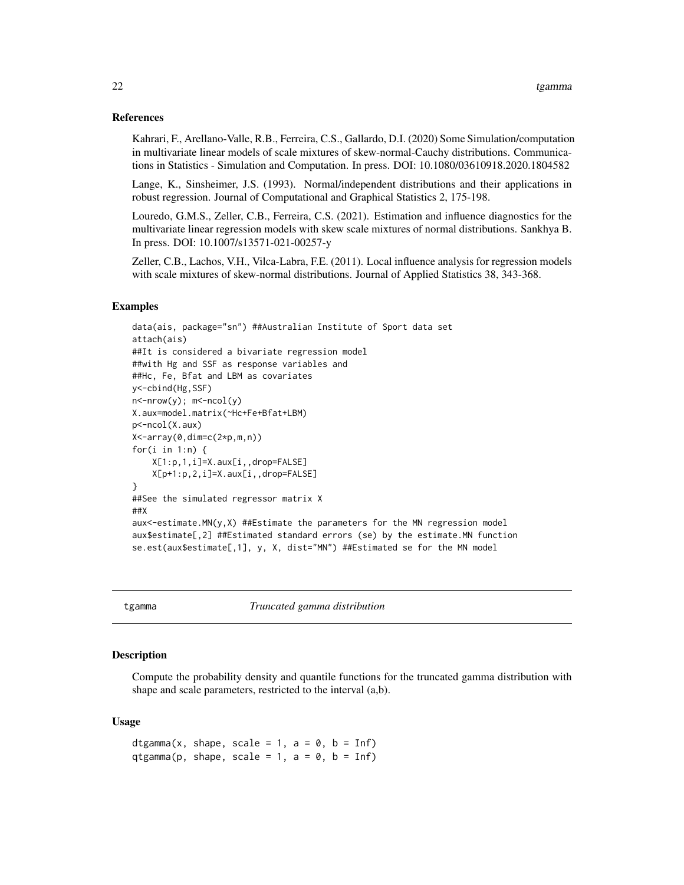### References

Kahrari, F., Arellano-Valle, R.B., Ferreira, C.S., Gallardo, D.I. (2020) Some Simulation/computation in multivariate linear models of scale mixtures of skew-normal-Cauchy distributions. Communications in Statistics - Simulation and Computation. In press. DOI: 10.1080/03610918.2020.1804582

Lange, K., Sinsheimer, J.S. (1993). Normal/independent distributions and their applications in robust regression. Journal of Computational and Graphical Statistics 2, 175-198.

Louredo, G.M.S., Zeller, C.B., Ferreira, C.S. (2021). Estimation and influence diagnostics for the multivariate linear regression models with skew scale mixtures of normal distributions. Sankhya B. In press. DOI: 10.1007/s13571-021-00257-y

Zeller, C.B., Lachos, V.H., Vilca-Labra, F.E. (2011). Local influence analysis for regression models with scale mixtures of skew-normal distributions. Journal of Applied Statistics 38, 343-368.

### Examples

```
data(ais, package="sn") ##Australian Institute of Sport data set
attach(ais)
##It is considered a bivariate regression model
##with Hg and SSF as response variables and
##Hc, Fe, Bfat and LBM as covariates
y<-cbind(Hg,SSF)
n<-nrow(y); m<-ncol(y)
X.aux=model.matrix(~Hc+Fe+Bfat+LBM)
p<-ncol(X.aux)
X<-array(0,dim=c(2*p,m,n))
for(i in 1:n) {
    X[1:p,1,i]=X.aux[i,,drop=FALSE]
    X[p+1:p,2,i]=X.aux[i,,drop=FALSE]
}
##See the simulated regressor matrix X
##X
aux<-estimate.MN(y,X) ##Estimate the parameters for the MN regression model
aux$estimate[,2] ##Estimated standard errors (se) by the estimate.MN function
se.est(aux$estimate[,1], y, X, dist="MN") ##Estimated se for the MN model
```

---

## tgamma *Truncated gamma distribution*

### Description

Compute the probability density and quantile functions for the truncated gamma distribution with shape and scale parameters, restricted to the interval (a,b).

### Usage

```
dtgamma(x, shape, scale = 1, a = 0, b = Inf)
qtgamma(p, shape, scale = 1, a = 0, b = Inf)
```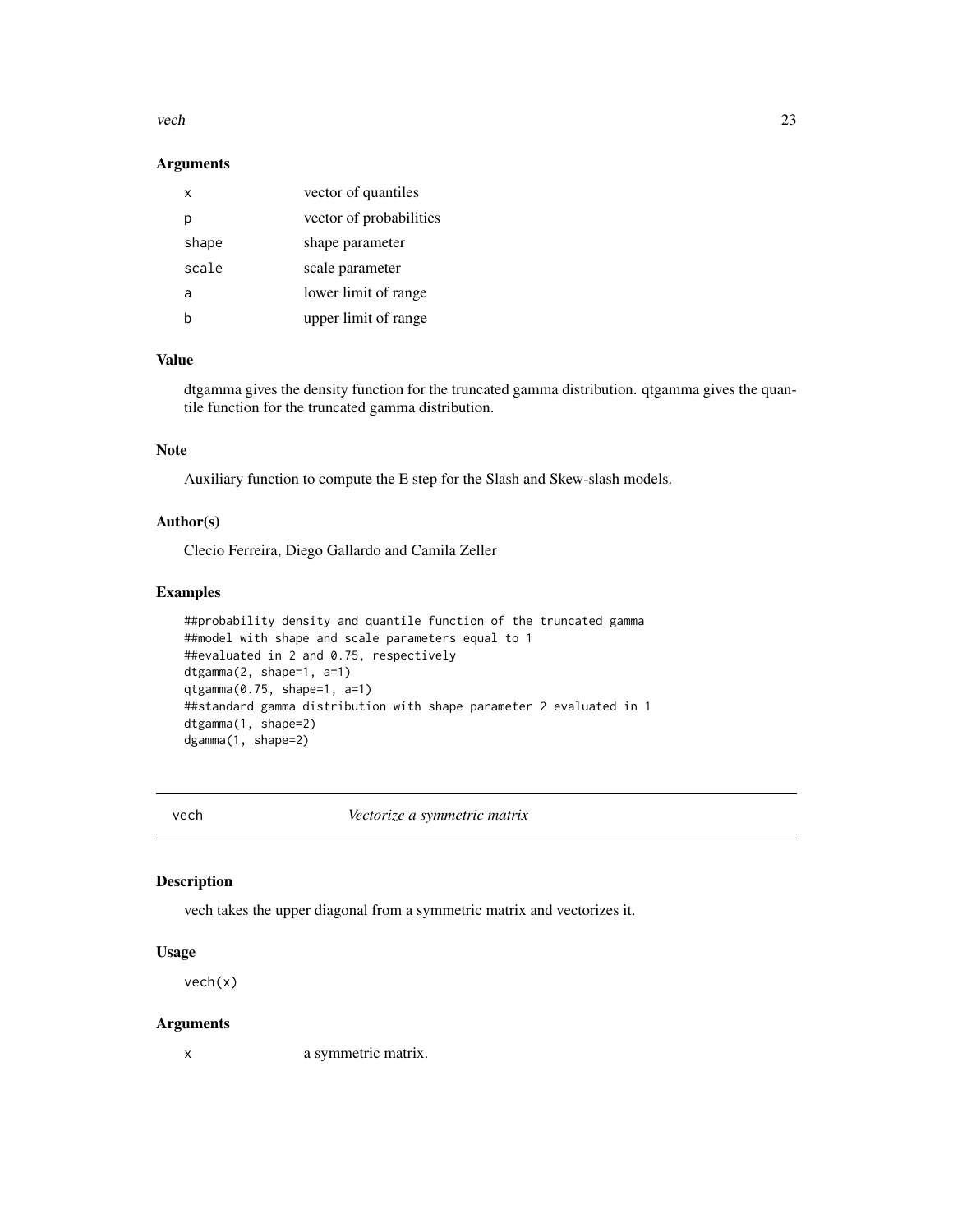### Arguments

| | |
|---|---|
| x | vector of quantiles |
| p | vector of probabilities |
| shape | shape parameter |
| scale | scale parameter |
| a | lower limit of range |
| b | upper limit of range |

### Value

dtgamma gives the density function for the truncated gamma distribution. qtgamma gives the quantile function for the truncated gamma distribution.

### Note

Auxiliary function to compute the E step for the Slash and Skew-slash models.

### Author(s)

Clecio Ferreira, Diego Gallardo and Camila Zeller

### Examples

```
##probability density and quantile function of the truncated gamma
##model with shape and scale parameters equal to 1
##evaluated in 2 and 0.75, respectively
dtgamma(2, shape=1, a=1)
qtgamma(0.75, shape=1, a=1)
##standard gamma distribution with shape parameter 2 evaluated in 1
dtgamma(1, shape=2)
dgamma(1, shape=2)
```

---

## vech    *Vectorize a symmetric matrix*

---

### Description

vech takes the upper diagonal from a symmetric matrix and vectorizes it.

### Usage

```
vech(x)
```

### Arguments

| | |
|---|---|
| x | a symmetric matrix. |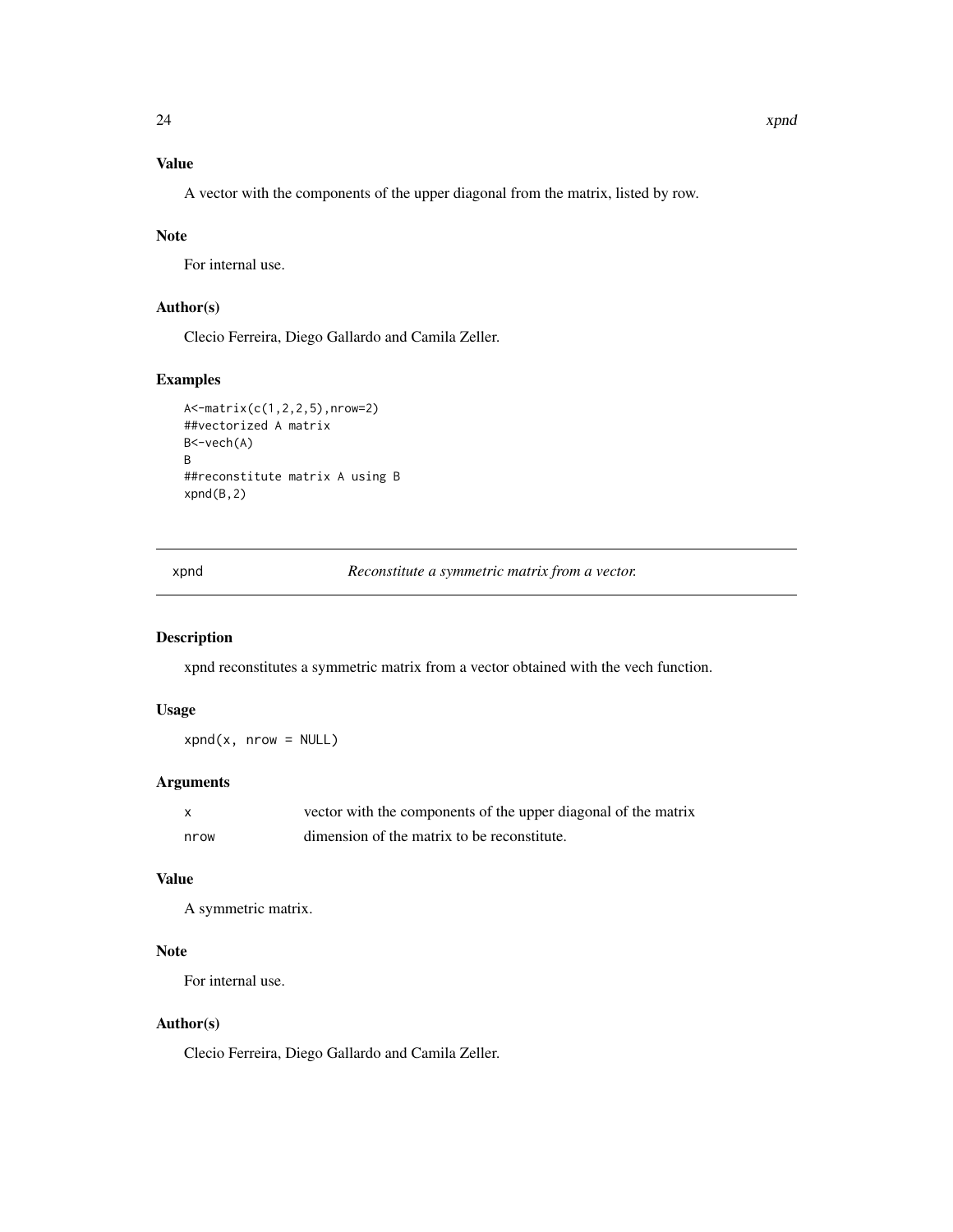### Value

A vector with the components of the upper diagonal from the matrix, listed by row.

### Note

For internal use.

### Author(s)

Clecio Ferreira, Diego Gallardo and Camila Zeller.

### Examples

```
A<-matrix(c(1,2,2,5),nrow=2)
##vectorized A matrix
B<-vech(A)
B
##reconstitute matrix A using B
xpnd(B,2)
```

---

## xpnd *Reconstitute a symmetric matrix from a vector.*

---

### Description

xpnd reconstitutes a symmetric matrix from a vector obtained with the vech function.

### Usage

```
xpnd(x, nrow = NULL)
```

### Arguments

| | |
|---|---|
| x | vector with the components of the upper diagonal of the matrix |
| nrow | dimension of the matrix to be reconstitute. |

### Value

A symmetric matrix.

### Note

For internal use.

### Author(s)

Clecio Ferreira, Diego Gallardo and Camila Zeller.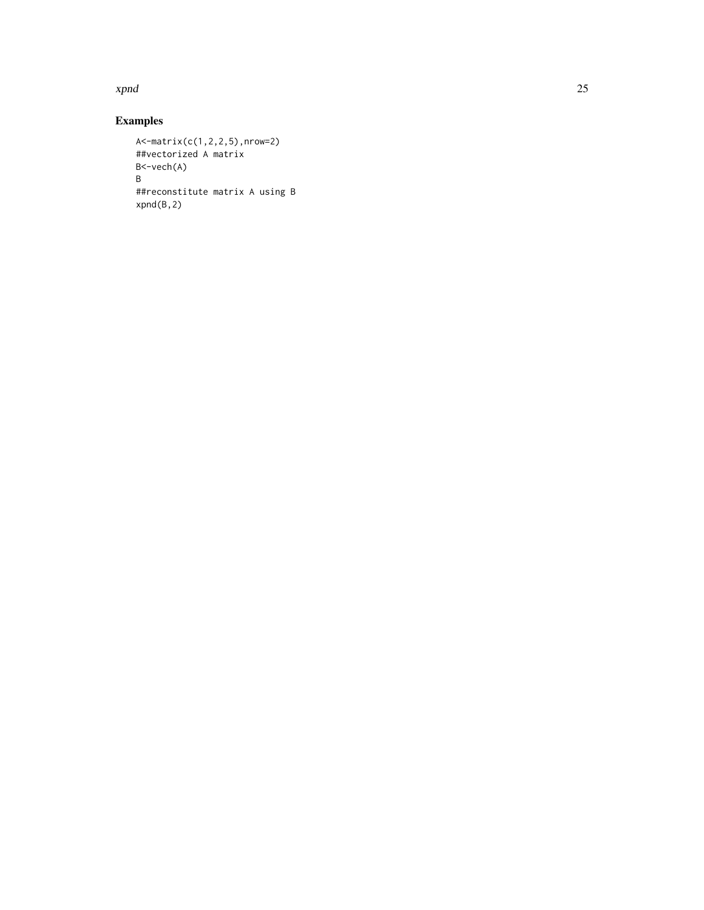## Examples

```
A<-matrix(c(1,2,2,5),nrow=2)
##vectorized A matrix
B<-vech(A)
B
##reconstitute matrix A using B
xpnd(B,2)
```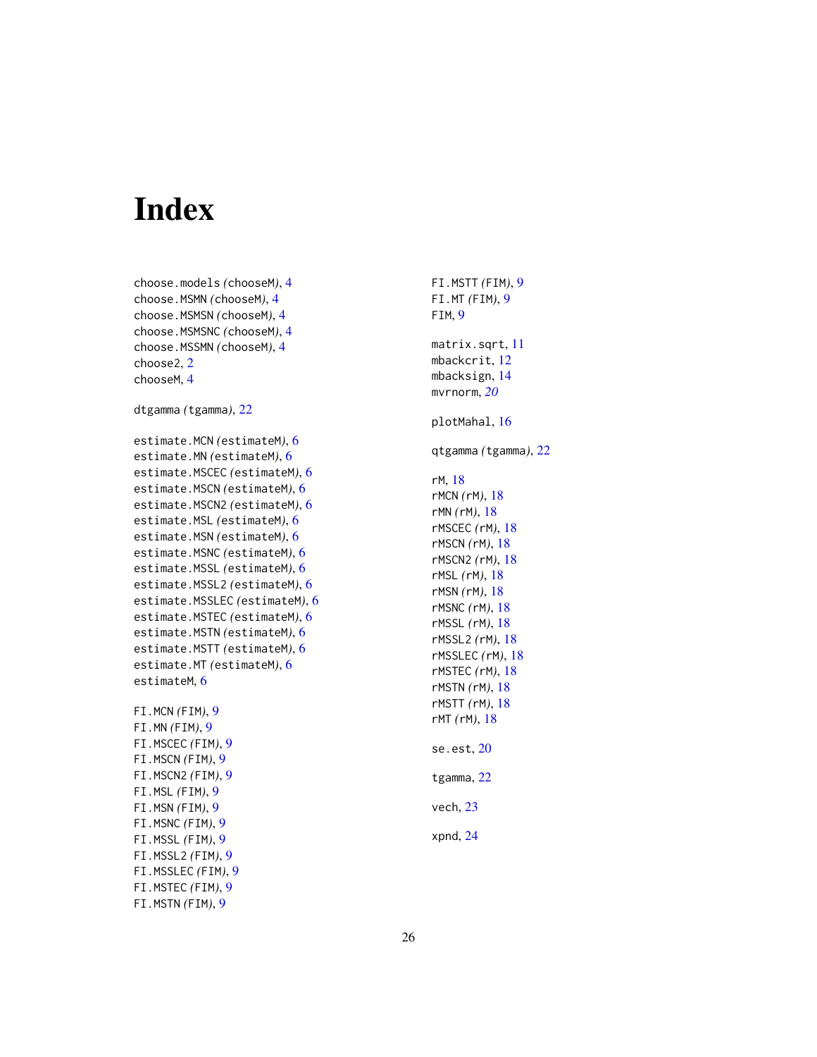# Index

choose.models (chooseM), 4
choose.MSMN (chooseM), 4
choose.MSMSN (chooseM), 4
choose.MSMSNC (chooseM), 4
choose.MSSMN (chooseM), 4
choose2, 2
chooseM, 4

dtgamma (tgamma), 22

estimate.MCN (estimateM), 6
estimate.MN (estimateM), 6
estimate.MSCEC (estimateM), 6
estimate.MSCN (estimateM), 6
estimate.MSCN2 (estimateM), 6
estimate.MSL (estimateM), 6
estimate.MSN (estimateM), 6
estimate.MSNC (estimateM), 6
estimate.MSSL (estimateM), 6
estimate.MSSL2 (estimateM), 6
estimate.MSSLEC (estimateM), 6
estimate.MSTEC (estimateM), 6
estimate.MSTN (estimateM), 6
estimate.MSTT (estimateM), 6
estimate.MT (estimateM), 6
estimateM, 6

FI.MCN (FIM), 9
FI.MN (FIM), 9
FI.MSCEC (FIM), 9
FI.MSCN (FIM), 9
FI.MSCN2 (FIM), 9
FI.MSL (FIM), 9
FI.MSN (FIM), 9
FI.MSNC (FIM), 9
FI.MSSL (FIM), 9
FI.MSSL2 (FIM), 9
FI.MSSLEC (FIM), 9
FI.MSTEC (FIM), 9
FI.MSTN (FIM), 9
FI.MSTT (FIM), 9
FI.MT (FIM), 9
FIM, 9

matrix.sqrt, 11
mbackcrit, 12
mbacksign, 14
mvrnorm, *20*

plotMahal, 16

qtgamma (tgamma), 22

rM, 18
rMCN (rM), 18
rMN (rM), 18
rMSCEC (rM), 18
rMSCN (rM), 18
rMSCN2 (rM), 18
rMSL (rM), 18
rMSN (rM), 18
rMSNC (rM), 18
rMSSL (rM), 18
rMSSL2 (rM), 18
rMSSLEC (rM), 18
rMSTEC (rM), 18
rMSTN (rM), 18
rMSTT (rM), 18
rMT (rM), 18

se.est, 20

tgamma, 22

vech, 23

xpnd, 24